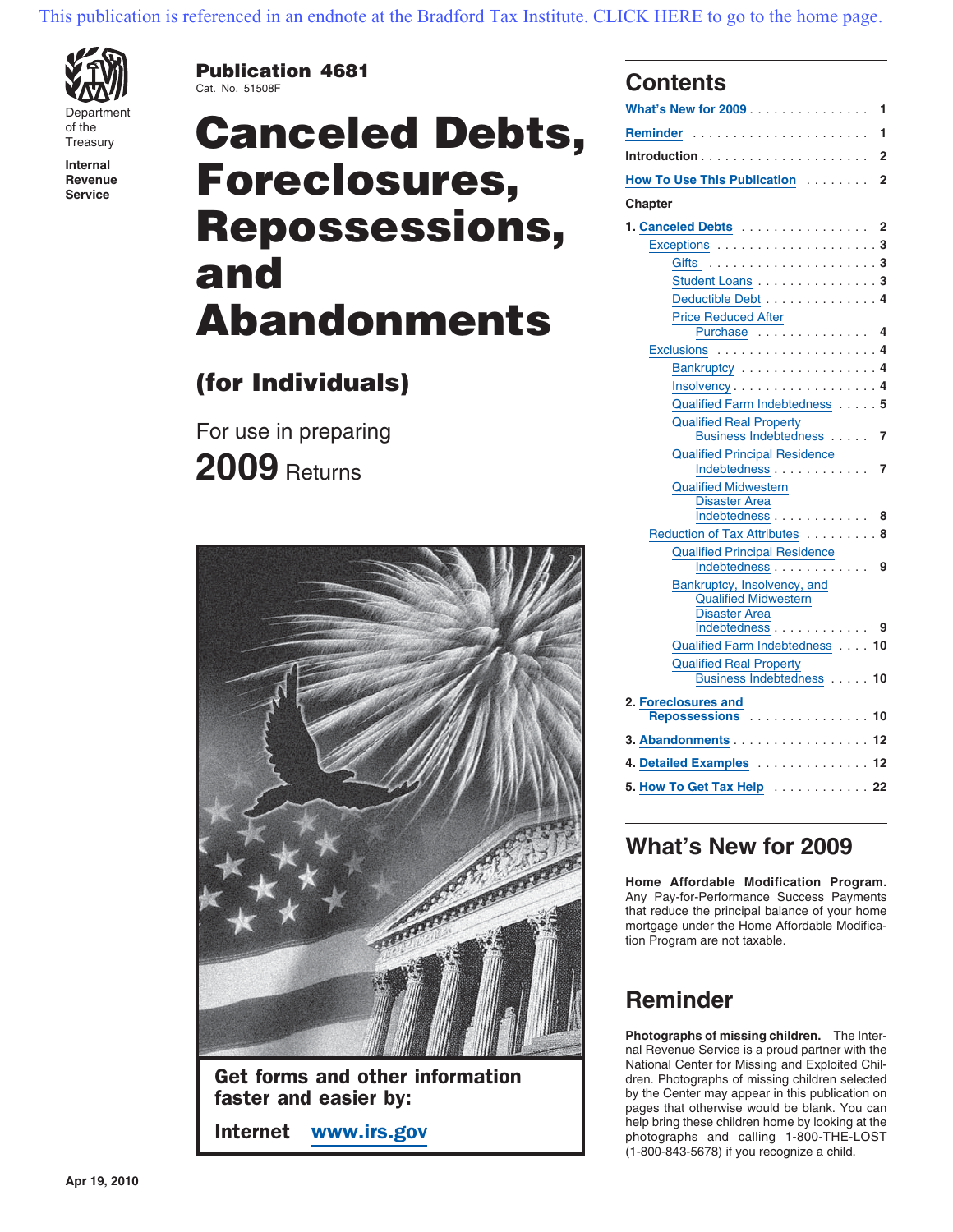This publication is referenced in an endnote at the Bradford Tax Institute. CLICK HERE to go to the home page.

Department of the Treasury
**Internal Revenue Service**

**Publication 4681**
Cat. No. 51508F

# Canceled Debts, Foreclosures, Repossessions, and Abandonments

## (for Individuals)

For use in preparing
**2009** Returns

**Get forms and other information faster and easier by:**

**Internet** www.irs.gov

## Contents

What's New for 2009 . . . . . 1
Reminder . . . . . 1
Introduction . . . . . 2
How To Use This Publication . . . . . 2

Chapter

1. Canceled Debts . . . . . 2
   - Exceptions . . . . . 3
     - Gifts . . . . . 3
     - Student Loans . . . . . 3
     - Deductible Debt . . . . . 4
     - Price Reduced After Purchase . . . . . 4
   - Exclusions . . . . . 4
     - Bankruptcy . . . . . 4
     - Insolvency . . . . . 4
     - Qualified Farm Indebtedness . . . . . 5
     - Qualified Real Property Business Indebtedness . . . . . 7
     - Qualified Principal Residence Indebtedness . . . . . 7
     - Qualified Midwestern Disaster Area Indebtedness . . . . . 8
   - Reduction of Tax Attributes . . . . . 8
     - Qualified Principal Residence Indebtedness . . . . . 9
     - Bankruptcy, Insolvency, and Qualified Midwestern Disaster Area Indebtedness . . . . . 9
     - Qualified Farm Indebtedness . . . . . 10
     - Qualified Real Property Business Indebtedness . . . . . 10
2. Foreclosures and Repossessions . . . . . 10
3. Abandonments . . . . . 12
4. Detailed Examples . . . . . 12
5. How To Get Tax Help . . . . . 22

## What's New for 2009

**Home Affordable Modification Program.** Any Pay-for-Performance Success Payments that reduce the principal balance of your home mortgage under the Home Affordable Modification Program are not taxable.

## Reminder

**Photographs of missing children.** The Internal Revenue Service is a proud partner with the National Center for Missing and Exploited Children. Photographs of missing children selected by the Center may appear in this publication on pages that otherwise would be blank. You can help bring these children home by looking at the photographs and calling 1-800-THE-LOST (1-800-843-5678) if you recognize a child.

Apr 19, 2010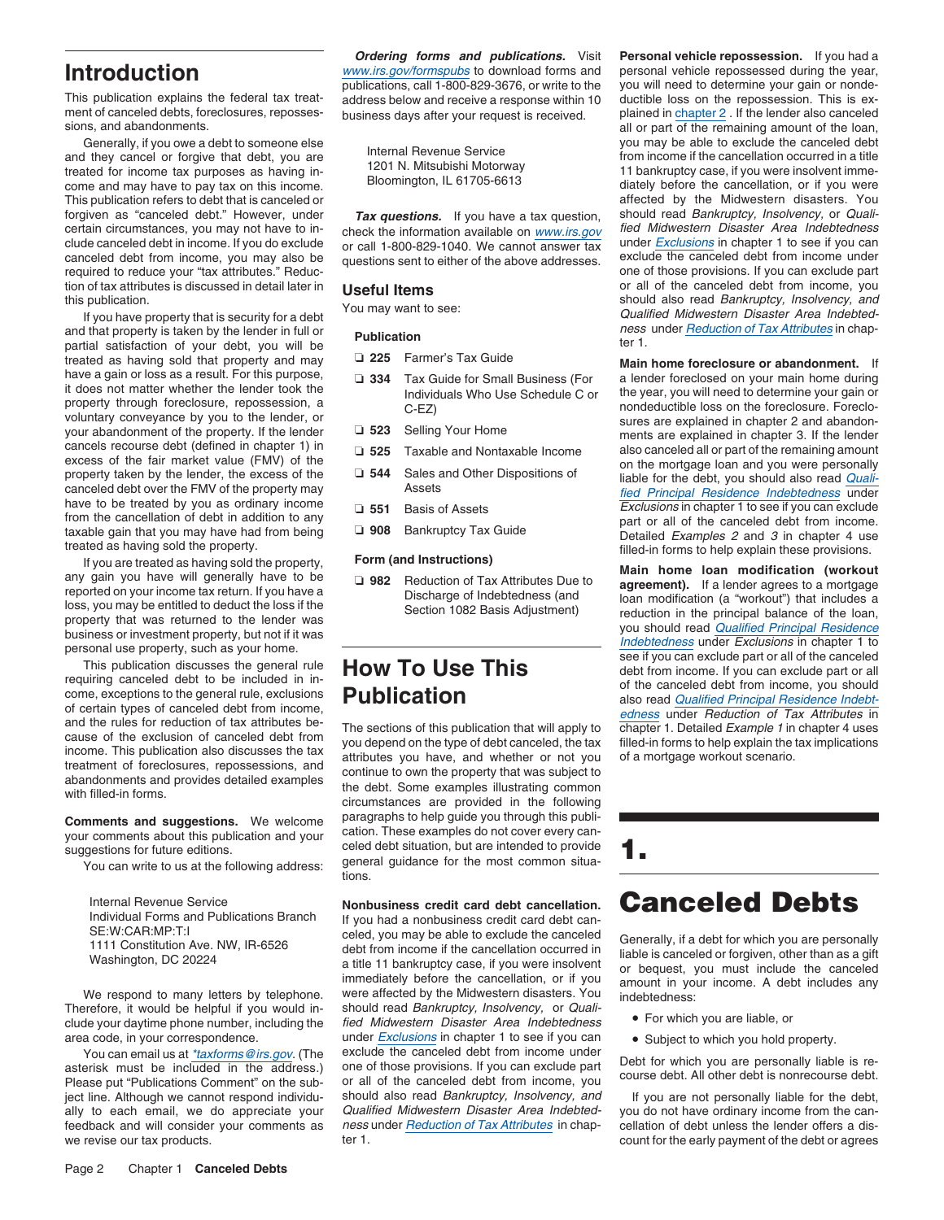# Introduction

This publication explains the federal tax treatment of canceled debts, foreclosures, repossessions, and abandonments.

Generally, if you owe a debt to someone else and they cancel or forgive that debt, you are treated for income tax purposes as having income and may have to pay tax on this income. This publication refers to debt that is canceled or forgiven as "canceled debt." However, under certain circumstances, you may not have to include canceled debt in income. If you do exclude canceled debt from income, you may also be required to reduce your "tax attributes." Reduction of tax attributes is discussed in detail later in this publication.

If you have property that is security for a debt and that property is taken by the lender in full or partial satisfaction of your debt, you will be treated as having sold that property and may have a gain or loss as a result. For this purpose, it does not matter whether the lender took the property through foreclosure, repossession, a voluntary conveyance to the lender, or your abandonment of the property. If the lender cancels recourse debt (defined in chapter 1) in excess of the fair market value (FMV) of the property taken by the lender, the excess of the canceled debt over the FMV of the property may have to be treated by you as ordinary income from the cancellation of debt in addition to any taxable gain that you may have had from being treated as having sold the property.

If you are treated as having sold the property, any gain you have will generally have to be reported on your income tax return. If you have a loss, you may be entitled to deduct the loss if the property that was returned to the lender was business or investment property, but not if it was personal use property, such as your home.

This publication discusses the general rule requiring canceled debt to be included in income, exceptions to the general rule, exclusions of certain types of canceled debt from income, and the rules for reduction of tax attributes because of the exclusion of canceled debt from income. This publication also discusses the tax treatment of foreclosures, repossessions, and abandonments and provides detailed examples with filled-in forms.

**Comments and suggestions.** We welcome your comments about this publication and your suggestions for future editions.

You can write to us at the following address:

Internal Revenue Service
Individual Forms and Publications Branch
SE:W:CAR:MP:T:I
1111 Constitution Ave. NW, IR-6526
Washington, DC 20224

We respond to many letters by telephone. Therefore, it would be helpful if you would include your daytime phone number, including the area code, in your correspondence.

You can email us at *taxforms@irs.gov. (The asterisk must be included in the address.) Please put "Publications Comment" on the subject line. Although we cannot respond individually to each email, we do appreciate your feedback and will consider your comments as we revise our tax products.

***Ordering forms and publications.*** Visit www.irs.gov/formspubs to download forms and publications, call 1-800-829-3676, or write to the address below and receive a response within 10 business days after your request is received.

Internal Revenue Service
1201 N. Mitsubishi Motorway
Bloomington, IL 61705-6613

***Tax questions.*** If you have a tax question, check the information available on www.irs.gov or call 1-800-829-1040. We cannot answer tax questions sent to either of the above addresses.

## Useful Items

You may want to see:

**Publication**

- ❑ **225** Farmer's Tax Guide
- ❑ **334** Tax Guide for Small Business (For Individuals Who Use Schedule C or C-EZ)
- ❑ **523** Selling Your Home
- ❑ **525** Taxable and Nontaxable Income
- ❑ **544** Sales and Other Dispositions of Assets
- ❑ **551** Basis of Assets
- ❑ **908** Bankruptcy Tax Guide

**Form (and Instructions)**

- ❑ **982** Reduction of Tax Attributes Due to Discharge of Indebtedness (and Section 1082 Basis Adjustment)

# How To Use This Publication

The sections of this publication that will apply to you depend on the type of debt canceled, the tax attributes you have, and whether or not you continue to own the property that was subject to the debt. Some examples illustrating common circumstances are provided in the following paragraphs to help guide you through this publication. These examples do not cover every canceled debt situation, but are intended to provide general guidance for the most common situations.

**Nonbusiness credit card debt cancellation.** If you had a nonbusiness credit card debt canceled, you may be able to exclude the canceled debt from income if the cancellation occurred in a title 11 bankruptcy case, if you were insolvent immediately before the cancellation, or if you were affected by the Midwestern disasters. You should read *Bankruptcy, Insolvency,* or *Qualified Midwestern Disaster Area Indebtedness* under Exclusions in chapter 1 to see if you can exclude the canceled debt from income under one of those provisions. If you can exclude part or all of the canceled debt from income, you should also read *Bankruptcy, Insolvency, and Qualified Midwestern Disaster Area Indebtedness* under Reduction of Tax Attributes in chapter 1.

**Personal vehicle repossession.** If you had a personal vehicle repossessed during the year, you will need to determine your gain or nondeductible loss on the repossession. This is explained in chapter 2 . If the lender also canceled all or part of the remaining amount of the loan, you may be able to exclude the canceled debt from income if the cancellation occurred in a title 11 bankruptcy case, if you were insolvent immediately before the cancellation, or if you were affected by the Midwestern disasters. You should read *Bankruptcy, Insolvency,* or *Qualified Midwestern Disaster Area Indebtedness* under Exclusions in chapter 1 to see if you can exclude the canceled debt from income under one of those provisions. If you can exclude part or all of the canceled debt from income, you should also read *Bankruptcy, Insolvency, and Qualified Midwestern Disaster Area Indebtedness* under Reduction of Tax Attributes in chapter 1.

**Main home foreclosure or abandonment.** If a lender foreclosed on your main home during the year, you will need to determine your gain or nondeductible loss on the foreclosure. Foreclosures are explained in chapter 2 and abandonments are explained in chapter 3. If the lender also canceled all or part of the remaining amount on the mortgage loan and you were personally liable for the debt, you should also read *Qualified Principal Residence Indebtedness* under *Exclusions* in chapter 1 to see if you can exclude part or all of the canceled debt from income. Detailed *Examples 2* and *3* in chapter 4 use filled-in forms to help explain these provisions.

**Main home loan modification (workout agreement).** If a lender agrees to a mortgage loan modification (a "workout") that includes a reduction in the principal balance of the loan, you should read *Qualified Principal Residence Indebtedness* under *Exclusions* in chapter 1 to see if you can exclude part or all of the canceled debt from income. If you can exclude part or all of the canceled debt from income, you should also read *Qualified Principal Residence Indebtedness* under *Reduction of Tax Attributes* in chapter 1. Detailed *Example 1* in chapter 4 uses filled-in forms to help explain the tax implications of a mortgage workout scenario.

# 1. Canceled Debts

Generally, if a debt for which you are personally liable is canceled or forgiven, other than as a gift or bequest, you must include the canceled amount in your income. A debt includes any indebtedness:

- For which you are liable, or
- Subject to which you hold property.

Debt for which you are personally liable is recourse debt. All other debt is nonrecourse debt.

If you are not personally liable for the debt, you do not have ordinary income from the cancellation of debt unless the lender offers a discount for the early payment of the debt or agrees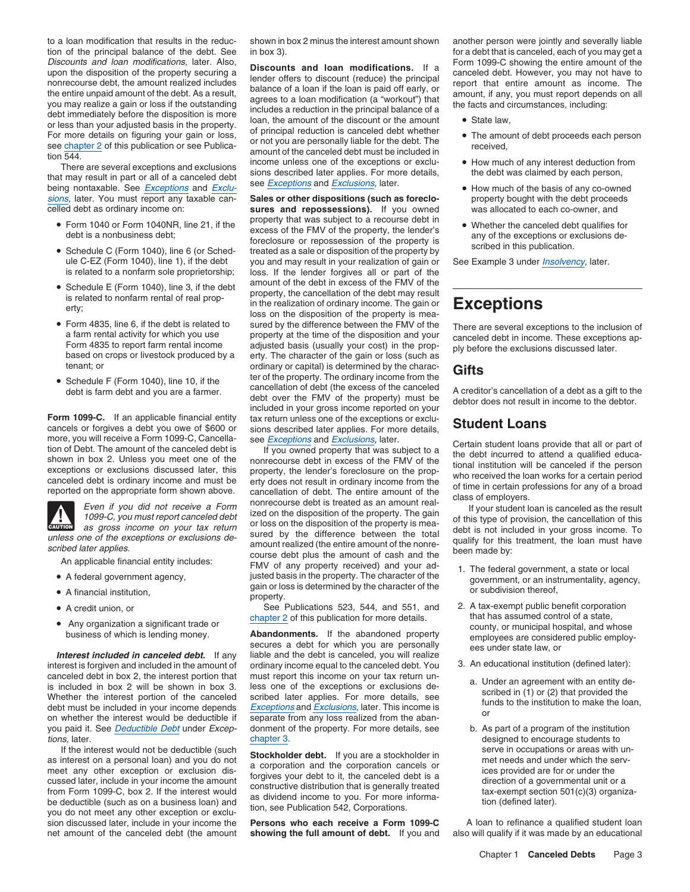to a loan modification that results in the reduction of the principal balance of the debt. See *Discounts and loan modifications*, later. Also, upon the disposition of the property securing a nonrecourse debt, the amount realized includes the entire unpaid amount of the debt. As a result, you may realize a gain or loss if the outstanding debt immediately before the disposition is more or less than your adjusted basis in the property. For more details on figuring your gain or loss, see chapter 2 of this publication or see Publication 544.

There are several exceptions and exclusions that may result in part or all of a canceled debt being nontaxable. See *Exceptions* and *Exclusions*, later. You must report any taxable canceled debt as ordinary income on:

- Form 1040 or Form 1040NR, line 21, if the debt is a nonbusiness debt;
- Schedule C (Form 1040), line 6 (or Schedule C-EZ (Form 1040), line 1), if the debt is related to a nonfarm sole proprietorship;
- Schedule E (Form 1040), line 3, if the debt is related to nonfarm rental of real property;
- Form 4835, line 6, if the debt is related to a farm rental activity for which you use Form 4835 to report farm rental income based on crops or livestock produced by a tenant; or
- Schedule F (Form 1040), line 10, if the debt is farm debt and you are a farmer.

**Form 1099-C.** If an applicable financial entity cancels or forgives a debt you owe of $600 or more, you will receive a Form 1099-C, Cancellation of Debt. The amount of the canceled debt is shown in box 2. Unless you meet one of the exceptions or exclusions discussed later, this canceled debt is ordinary income and must be reported on the appropriate form shown above.

**CAUTION:** *Even if you did not receive a Form 1099-C, you must report canceled debt as gross income on your tax return unless one of the exceptions or exclusions described later applies.*

An applicable financial entity includes:

- A federal government agency,
- A financial institution,
- A credit union, or
- Any organization a significant trade or business of which is lending money.

***Interest included in canceled debt.*** If any interest is forgiven and included in the amount of canceled debt in box 2, the interest portion that is included in box 2 will be shown in box 3. Whether the interest portion of the canceled debt must be included in your income depends on whether the interest would be deductible if you paid it. See *Deductible Debt* under *Exceptions*, later.

If the interest would not be deductible (such as interest on a personal loan) and you do not meet any other exception or exclusion discussed later, include in your income the amount from Form 1099-C, box 2. If the interest would be deductible (such as on a business loan) and you do not meet any other exception or exclusion discussed later, include in your income the net amount of the canceled debt (the amount shown in box 2 minus the interest amount shown in box 3).

**Discounts and loan modifications.** If a lender offers to discount (reduce) the principal balance of a loan if the loan is paid off early, or agrees to a loan modification (a "workout") that includes a reduction in the principal balance of a loan, the amount of the discount or the amount of principal reduction is canceled debt whether or not you are personally liable for the debt. The amount of the canceled debt must be included in income unless one of the exceptions or exclusions described later applies. For more details, see *Exceptions* and *Exclusions*, later.

**Sales or other dispositions (such as foreclosures and repossessions).** If you owned property that was subject to a recourse debt in excess of the FMV of the property, the lender's foreclosure or repossession of the property is treated as a sale or disposition of the property by you and may result in your realization of gain or loss. If the lender forgives all or part of the amount of the debt in excess of the FMV of the property, the cancellation of the debt may result in the realization of ordinary income. The gain or loss on the disposition of the property is measured by the difference between the FMV of the property at the time of the disposition and your adjusted basis (usually your cost) in the property. The character of the gain or loss (such as ordinary or capital) is determined by the character of the property. The ordinary income from the cancellation of debt (the excess of the canceled debt over the FMV of the property) must be included in your gross income reported on your tax return unless one of the exceptions or exclusions described later applies. For more details, see *Exceptions* and *Exclusions*, later.

If you owned property that was subject to a nonrecourse debt in excess of the FMV of the property, the lender's foreclosure on the property does not result in ordinary income from the cancellation of debt. The entire amount of the nonrecourse debt is treated as an amount realized on the disposition of the property. The gain or loss on the disposition of the property is measured by the difference between the total amount realized (the entire amount of the nonrecourse debt plus the amount of cash and the FMV of any property received) and your adjusted basis in the property. The character of the gain or loss is determined by the character of the property.

See Publications 523, 544, and 551, and chapter 2 of this publication for more details.

**Abandonments.** If the abandoned property secures a debt for which you are personally liable and the debt is canceled, you will realize ordinary income equal to the canceled debt. You must report this income on your tax return unless one of the exceptions or exclusions described later applies. For more details, see *Exceptions* and *Exclusions*, later. This income is separate from any loss realized from the abandonment of the property. For more details, see chapter 3.

**Stockholder debt.** If you are a stockholder in a corporation and the corporation cancels or forgives your debt to it, the canceled debt is a constructive distribution that is generally treated as dividend income to you. For more information, see Publication 542, Corporations.

**Persons who each receive a Form 1099-C showing the full amount of debt.** If you and another person were jointly and severally liable for a debt that is canceled, each of you may get a Form 1099-C showing the entire amount of the canceled debt. However, you may not have to report that entire amount as income. The amount, if any, you must report depends on all the facts and circumstances, including:

- State law,
- The amount of debt proceeds each person received,
- How much of any interest deduction from the debt was claimed by each person,
- How much of the basis of any co-owned property bought with the debt proceeds was allocated to each co-owner, and
- Whether the canceled debt qualifies for any of the exceptions or exclusions described in this publication.

See Example 3 under *Insolvency*, later.

# Exceptions

There are several exceptions to the inclusion of canceled debt in income. These exceptions apply before the exclusions discussed later.

## Gifts

A creditor's cancellation of a debt as a gift to the debtor does not result in income to the debtor.

## Student Loans

Certain student loans provide that all or part of the debt incurred to attend a qualified educational institution will be canceled if the person who received the loan works for a certain period of time in certain professions for any of a broad class of employers.

If your student loan is canceled as the result of this type of provision, the cancellation of this debt is not included in your gross income. To qualify for this treatment, the loan must have been made by:

1. The federal government, a state or local government, or an instrumentality, agency, or subdivision thereof,
2. A tax-exempt public benefit corporation that has assumed control of a state, county, or municipal hospital, and whose employees are considered public employees under state law, or
3. An educational institution (defined later):
   a. Under an agreement with an entity described in (1) or (2) that provided the funds to the institution to make the loan, or
   b. As part of a program of the institution designed to encourage students to serve in occupations or areas with unmet needs and under which the services provided are for or under the direction of a governmental unit or a tax-exempt section 501(c)(3) organization (defined later).

A loan to refinance a qualified student loan also will qualify if it was made by an educational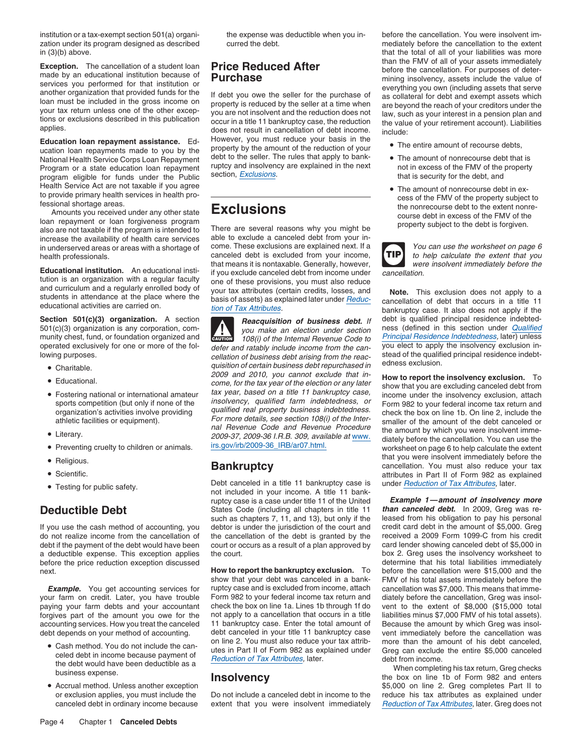institution or a tax-exempt section 501(a) organization under its program designed as described in (3)(b) above.

**Exception.** The cancellation of a student loan made by an educational institution because of services you performed for that institution or another organization that provided funds for the loan must be included in the gross income on your tax return unless one of the other exceptions or exclusions described in this publication applies.

**Education loan repayment assistance.** Education loan repayments made to you by the National Health Service Corps Loan Repayment Program or a state education loan repayment program eligible for funds under the Public Health Service Act are not taxable if you agree to provide primary health services in health professional shortage areas.

Amounts you received under any other state loan repayment or loan forgiveness program also are not taxable if the program is intended to increase the availability of health care services in underserved areas or areas with a shortage of health professionals.

**Educational institution.** An educational institution is an organization with a regular faculty and curriculum and a regularly enrolled body of students in attendance at the place where the educational activities are carried on.

**Section 501(c)(3) organization.** A section 501(c)(3) organization is any corporation, community chest, fund, or foundation organized and operated exclusively for one or more of the following purposes.

- Charitable.
- Educational.
- Fostering national or international amateur sports competition (but only if none of the organization's activities involve providing athletic facilities or equipment).
- Literary.
- Preventing cruelty to children or animals.
- Religious.
- Scientific.
- Testing for public safety.

## Deductible Debt

If you use the cash method of accounting, you do not realize income from the cancellation of debt if the payment of the debt would have been a deductible expense. This exception applies before the price reduction exception discussed next.

***Example.*** You get accounting services for your farm on credit. Later, you have trouble paying your farm debts and your accountant forgives part of the amount you owe for the accounting services. How you treat the canceled debt depends on your method of accounting.

- Cash method. You do not include the canceled debt in income because payment of the debt would have been deductible as a business expense.
- Accrual method. Unless another exception or exclusion applies, you must include the canceled debt in ordinary income because the expense was deductible when you incurred the debt.

## Price Reduced After Purchase

If debt you owe the seller for the purchase of property is reduced by the seller at a time when you are not insolvent and the reduction does not occur in a title 11 bankruptcy case, the reduction does not result in cancellation of debt income. However, you must reduce your basis in the property by the amount of the reduction of your debt to the seller. The rules that apply to bankruptcy and insolvency are explained in the next section, *Exclusions*.

## Exclusions

There are several reasons why you might be able to exclude a canceled debt from your income. These exclusions are explained next. If a canceled debt is excluded from your income, that means it is nontaxable. Generally, however, if you exclude canceled debt from income under one of these provisions, you must also reduce your tax attributes (certain credits, losses, and basis of assets) as explained later under *Reduction of Tax Attributes*.

**CAUTION** ***Reacquisition of business debt.*** *If you make an election under section 108(i) of the Internal Revenue Code to defer and ratably include income from the cancellation of business debt arising from the reacquisition of certain business debt repurchased in 2009 and 2010, you cannot exclude that income, for the tax year of the election or any later tax year, based on a title 11 bankruptcy case, insolvency, qualified farm indebtedness, or qualified real property business indebtedness. For more details, see section 108(i) of the Internal Revenue Code and Revenue Procedure 2009-37, 2009-36 I.R.B. 309, available at* www.irs.gov/irb/2009-36_IRB/ar07.html.

### Bankruptcy

Debt canceled in a title 11 bankruptcy case is not included in your income. A title 11 bankruptcy case is a case under title 11 of the United States Code (including all chapters in title 11 such as chapters 7, 11, and 13), but only if the debtor is under the jurisdiction of the court and the cancellation of the debt is granted by the court or occurs as a result of a plan approved by the court.

**How to report the bankruptcy exclusion.** To show that your debt was canceled in a bankruptcy case and is excluded from income, attach Form 982 to your federal income tax return and check the box on line 1a. Lines 1b through 1f do not apply to a cancellation that occurs in a title 11 bankruptcy case. Enter the total amount of debt canceled in your title 11 bankruptcy case on line 2. You must also reduce your tax attributes in Part II of Form 982 as explained under *Reduction of Tax Attributes*, later.

### Insolvency

Do not include a canceled debt in income to the extent that you were insolvent immediately before the cancellation. You were insolvent immediately before the cancellation to the extent that the total of all of your liabilities was more than the FMV of all of your assets immediately before the cancellation. For purposes of determining insolvency, assets include the value of everything you own (including assets that serve as collateral for debt and exempt assets which are beyond the reach of your creditors under the law, such as your interest in a pension plan and the value of your retirement account). Liabilities include:

- The entire amount of recourse debts,
- The amount of nonrecourse debt that is not in excess of the FMV of the property that is security for the debt, and
- The amount of nonrecourse debt in excess of the FMV of the property subject to the nonrecourse debt to the extent nonrecourse debt in excess of the FMV of the property subject to the debt is forgiven.

**TIP** *You can use the worksheet on page 6 to help calculate the extent that you were insolvent immediately before the cancellation.*

**Note.** This exclusion does not apply to a cancellation of debt that occurs in a title 11 bankruptcy case. It also does not apply if the debt is qualified principal residence indebtedness (defined in this section under *Qualified Principal Residence Indebtedness*, later) unless you elect to apply the insolvency exclusion instead of the qualified principal residence indebtedness exclusion.

**How to report the insolvency exclusion.** To show that you are excluding canceled debt from income under the insolvency exclusion, attach Form 982 to your federal income tax return and check the box on line 1b. On line 2, include the smaller of the amount of the debt canceled or the amount by which you were insolvent immediately before the cancellation. You can use the worksheet on page 6 to help calculate the extent that you were insolvent immediately before the cancellation. You must also reduce your tax attributes in Part II of Form 982 as explained under *Reduction of Tax Attributes*, later.

***Example 1—amount of insolvency more than canceled debt.*** In 2009, Greg was released from his obligation to pay his personal credit card debt in the amount of $5,000. Greg received a 2009 Form 1099-C from his credit card lender showing canceled debt of $5,000 in box 2. Greg uses the insolvency worksheet to determine that his total liabilities immediately before the cancellation were $15,000 and the FMV of his total assets immediately before the cancellation was $7,000. This means that immediately before the cancellation, Greg was insolvent to the extent of $8,000 ($15,000 total liabilities minus $7,000 FMV of his total assets). Because the amount by which Greg was insolvent immediately before the cancellation was more than the amount of his debt canceled, Greg can exclude the entire $5,000 canceled debt from income.

When completing his tax return, Greg checks the box on line 1b of Form 982 and enters $5,000 on line 2. Greg completes Part II to reduce his tax attributes as explained under *Reduction of Tax Attributes*, later. Greg does not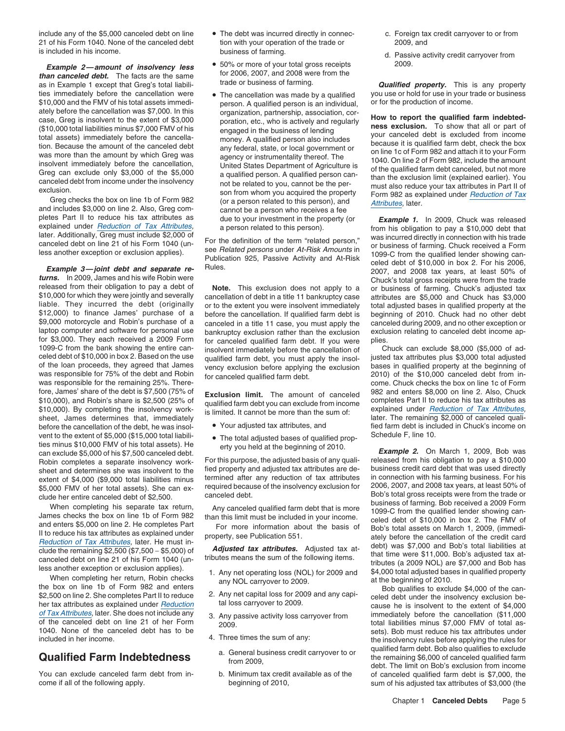include any of the $5,000 canceled debt on line 21 of his Form 1040. None of the canceled debt is included in his income.

***Example 2—amount of insolvency less than canceled debt.*** The facts are the same as in Example 1 except that Greg's total liabilities immediately before the cancellation were $10,000 and the FMV of his total assets immediately before the cancellation was $7,000. In this case, Greg is insolvent to the extent of $3,000 ($10,000 total liabilities minus $7,000 FMV of his total assets) immediately before the cancellation. Because the amount of the canceled debt was more than the amount by which Greg was insolvent immediately before the cancellation, Greg can exclude only $3,000 of the $5,000 canceled debt from income under the insolvency exclusion.

Greg checks the box on line 1b of Form 982 and includes $3,000 on line 2. Also, Greg completes Part II to reduce his tax attributes as explained under *Reduction of Tax Attributes*, later. Additionally, Greg must include $2,000 of canceled debt on line 21 of his Form 1040 (unless another exception or exclusion applies).

***Example 3—joint debt and separate returns.*** In 2009, James and his wife Robin were released from their obligation to pay a debt of $10,000 for which they were jointly and severally liable. They incurred the debt (originally $12,000) to finance James' purchase of a $9,000 motorcycle and Robin's purchase of a laptop computer and software for personal use for $3,000. They each received a 2009 Form 1099-C from the bank showing the entire canceled debt of $10,000 in box 2. Based on the use of the loan proceeds, they agreed that James was responsible for 75% of the debt and Robin was responsible for the remaining 25%. Therefore, James' share of the debt is $7,500 (75% of $10,000), and Robin's share is $2,500 (25% of $10,000). By completing the insolvency worksheet, James determines that, immediately before the cancellation of the debt, he was insolvent to the extent of $5,000 ($15,000 total liabilities minus $10,000 FMV of his total assets). He can exclude $5,000 of his $7,500 canceled debt. Robin completes a separate insolvency worksheet and determines she was insolvent to the extent of $4,000 ($9,000 total liabilities minus $5,000 FMV of her total assets). She can exclude her entire canceled debt of $2,500.

When completing his separate tax return, James checks the box on line 1b of Form 982 and enters $5,000 on line 2. He completes Part II to reduce his tax attributes as explained under *Reduction of Tax Attributes*, later. He must include the remaining $2,500 ($7,500 − $5,000) of canceled debt on line 21 of his Form 1040 (unless another exception or exclusion applies).

When completing her return, Robin checks the box on line 1b of Form 982 and enters $2,500 on line 2. She completes Part II to reduce her tax attributes as explained under *Reduction of Tax Attributes*, later. She does not include any of the canceled debt on line 21 of her Form 1040. None of the canceled debt has to be included in her income.

## Qualified Farm Indebtedness

You can exclude canceled farm debt from income if all of the following apply.

- The debt was incurred directly in connection with your operation of the trade or business of farming.
- 50% or more of your total gross receipts for 2006, 2007, and 2008 were from the trade or business of farming.
- The cancellation was made by a qualified person. A qualified person is an individual, organization, partnership, association, corporation, etc., who is actively and regularly engaged in the business of lending money. A qualified person also includes any federal, state, or local government or agency or instrumentality thereof. The United States Department of Agriculture is a qualified person. A qualified person cannot be related to you, cannot be the person from whom you acquired the property (or a person related to this person), and cannot be a person who receives a fee due to your investment in the property (or a person related to this person).

For the definition of the term "related person," see *Related persons* under *At-Risk Amounts* in Publication 925, Passive Activity and At-Risk Rules.

**Note.** This exclusion does not apply to a cancellation of debt in a title 11 bankruptcy case or to the extent you were insolvent immediately before the cancellation. If qualified farm debt is canceled in a title 11 case, you must apply the bankruptcy exclusion rather than the exclusion for canceled qualified farm debt. If you were insolvent immediately before the cancellation of qualified farm debt, you must apply the insolvency exclusion before applying the exclusion for canceled qualified farm debt.

**Exclusion limit.** The amount of canceled qualified farm debt you can exclude from income is limited. It cannot be more than the sum of:

- Your adjusted tax attributes, and
- The total adjusted bases of qualified property you held at the beginning of 2010.

For this purpose, the adjusted basis of any qualified property and adjusted tax attributes are determined after any reduction of tax attributes required because of the insolvency exclusion for canceled debt.

Any canceled qualified farm debt that is more than this limit must be included in your income.

For more information about the basis of property, see Publication 551.

***Adjusted tax attributes.*** Adjusted tax attributes means the sum of the following items.

1. Any net operating loss (NOL) for 2009 and any NOL carryover to 2009.
2. Any net capital loss for 2009 and any capital loss carryover to 2009.
3. Any passive activity loss carryover from 2009.
4. Three times the sum of any:
   a. General business credit carryover to or from 2009,
   b. Minimum tax credit available as of the beginning of 2010,
   c. Foreign tax credit carryover to or from 2009, and
   d. Passive activity credit carryover from 2009.

***Qualified property.*** This is any property you use or hold for use in your trade or business or for the production of income.

**How to report the qualified farm indebtedness exclusion.** To show that all or part of your canceled debt is excluded from income because it is qualified farm debt, check the box on line 1c of Form 982 and attach it to your Form 1040. On line 2 of Form 982, include the amount of the qualified farm debt canceled, but not more than the exclusion limit (explained earlier). You must also reduce your tax attributes in Part II of Form 982 as explained under *Reduction of Tax Attributes*, later.

***Example 1.*** In 2009, Chuck was released from his obligation to pay a $10,000 debt that was incurred directly in connection with his trade or business of farming. Chuck received a Form 1099-C from the qualified lender showing canceled debt of $10,000 in box 2. For his 2006, 2007, and 2008 tax years, at least 50% of Chuck's total gross receipts were from the trade or business of farming. Chuck's adjusted tax attributes are $5,000 and Chuck has $3,000 total adjusted bases in qualified property at the beginning of 2010. Chuck had no other debt canceled during 2009, and no other exception or exclusion relating to canceled debt income applies.

Chuck can exclude $8,000 ($5,000 of adjusted tax attributes plus $3,000 total adjusted bases in qualified property at the beginning of 2010) of the $10,000 canceled debt from income. Chuck checks the box on line 1c of Form 982 and enters $8,000 on line 2. Also, Chuck completes Part II to reduce his tax attributes as explained under *Reduction of Tax Attributes*, later. The remaining $2,000 of canceled qualified farm debt is included in Chuck's income on Schedule F, line 10.

***Example 2.*** On March 1, 2009, Bob was released from his obligation to pay a $10,000 business credit card debt that was used directly in connection with his farming business. For his 2006, 2007, and 2008 tax years, at least 50% of Bob's total gross receipts were from the trade or business of farming. Bob received a 2009 Form 1099-C from the qualified lender showing canceled debt of $10,000 in box 2. The FMV of Bob's total assets on March 1, 2009, (immediately before the cancellation of the credit card debt) was $7,000 and Bob's total liabilities at that time were $11,000. Bob's adjusted tax attributes (a 2009 NOL) are $7,000 and Bob has $4,000 total adjusted bases in qualified property at the beginning of 2010.

Bob qualifies to exclude $4,000 of the canceled debt under the insolvency exclusion because he is insolvent to the extent of $4,000 immediately before the cancellation ($11,000 total liabilities minus $7,000 FMV of total assets). Bob must reduce his tax attributes under the insolvency rules before applying the rules for qualified farm debt. Bob also qualifies to exclude the remaining $6,000 of canceled qualified farm debt. The limit on Bob's exclusion from income of canceled qualified farm debt is $7,000, the sum of his adjusted tax attributes of $3,000 (the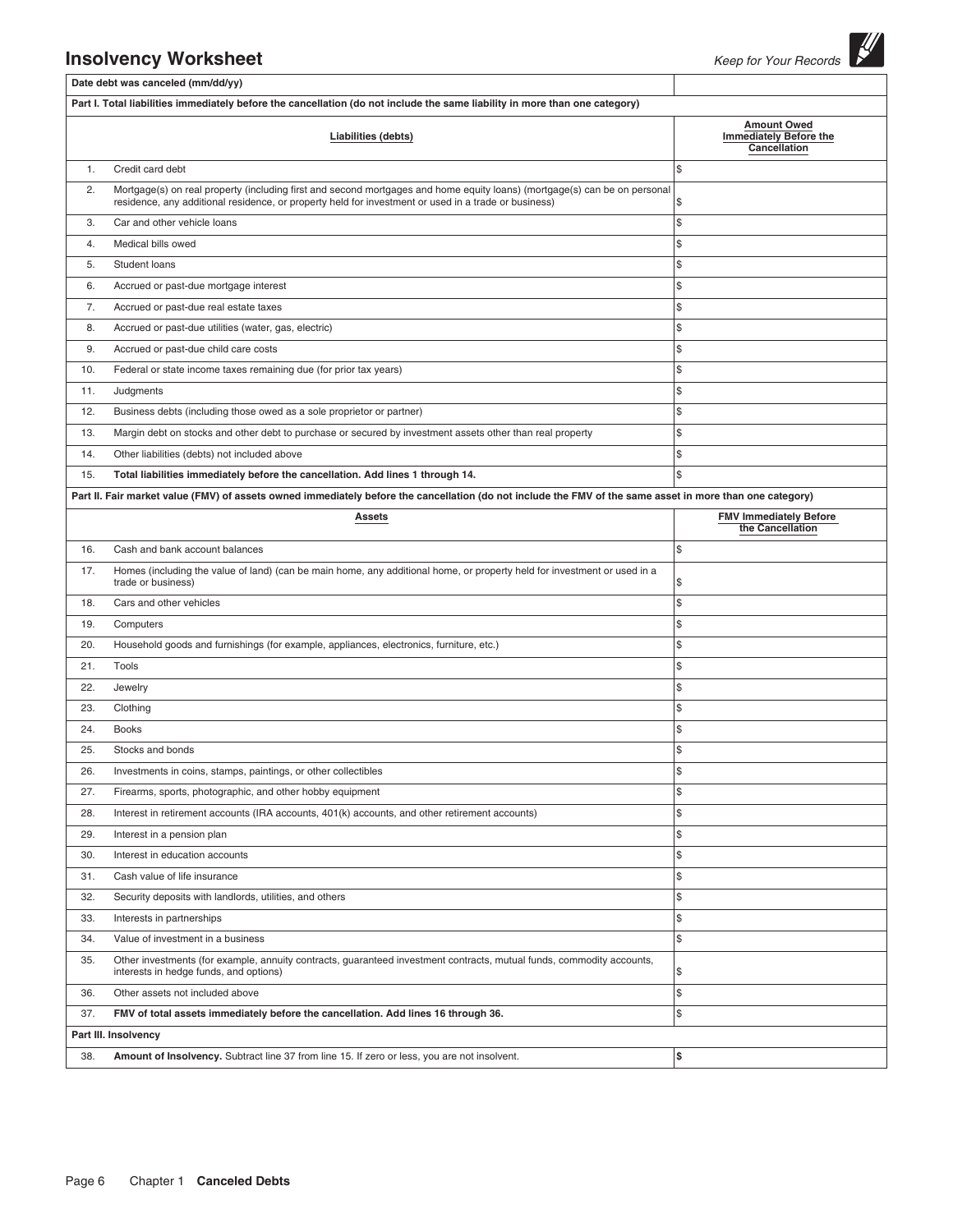## Insolvency Worksheet

*Keep for Your Records*

| Date debt was canceled (mm/dd/yy) | | |
|---|---|---|
| **Part I. Total liabilities immediately before the cancellation (do not include the same liability in more than one category)** | | |
| | **Liabilities (debts)** | **Amount Owed Immediately Before the Cancellation** |
| 1. | Credit card debt | $ |
| 2. | Mortgage(s) on real property (including first and second mortgages and home equity loans) (mortgage(s) can be on personal residence, any additional residence, or property held for investment or used in a trade or business) | $ |
| 3. | Car and other vehicle loans | $ |
| 4. | Medical bills owed | $ |
| 5. | Student loans | $ |
| 6. | Accrued or past-due mortgage interest | $ |
| 7. | Accrued or past-due real estate taxes | $ |
| 8. | Accrued or past-due utilities (water, gas, electric) | $ |
| 9. | Accrued or past-due child care costs | $ |
| 10. | Federal or state income taxes remaining due (for prior tax years) | $ |
| 11. | Judgments | $ |
| 12. | Business debts (including those owed as a sole proprietor or partner) | $ |
| 13. | Margin debt on stocks and other debt to purchase or secured by investment assets other than real property | $ |
| 14. | Other liabilities (debts) not included above | $ |
| 15. | **Total liabilities immediately before the cancellation. Add lines 1 through 14.** | $ |
| **Part II. Fair market value (FMV) of assets owned immediately before the cancellation (do not include the FMV of the same asset in more than one category)** | | |
| | **Assets** | **FMV Immediately Before the Cancellation** |
| 16. | Cash and bank account balances | $ |
| 17. | Homes (including the value of land) (can be main home, any additional home, or property held for investment or used in a trade or business) | $ |
| 18. | Cars and other vehicles | $ |
| 19. | Computers | $ |
| 20. | Household goods and furnishings (for example, appliances, electronics, furniture, etc.) | $ |
| 21. | Tools | $ |
| 22. | Jewelry | $ |
| 23. | Clothing | $ |
| 24. | Books | $ |
| 25. | Stocks and bonds | $ |
| 26. | Investments in coins, stamps, paintings, or other collectibles | $ |
| 27. | Firearms, sports, photographic, and other hobby equipment | $ |
| 28. | Interest in retirement accounts (IRA accounts, 401(k) accounts, and other retirement accounts) | $ |
| 29. | Interest in a pension plan | $ |
| 30. | Interest in education accounts | $ |
| 31. | Cash value of life insurance | $ |
| 32. | Security deposits with landlords, utilities, and others | $ |
| 33. | Interests in partnerships | $ |
| 34. | Value of investment in a business | $ |
| 35. | Other investments (for example, annuity contracts, guaranteed investment contracts, mutual funds, commodity accounts, interests in hedge funds, and options) | $ |
| 36. | Other assets not included above | $ |
| 37. | **FMV of total assets immediately before the cancellation. Add lines 16 through 36.** | $ |
| **Part III. Insolvency** | | |
| 38. | **Amount of Insolvency.** Subtract line 37 from line 15. If zero or less, you are not insolvent. | **$** |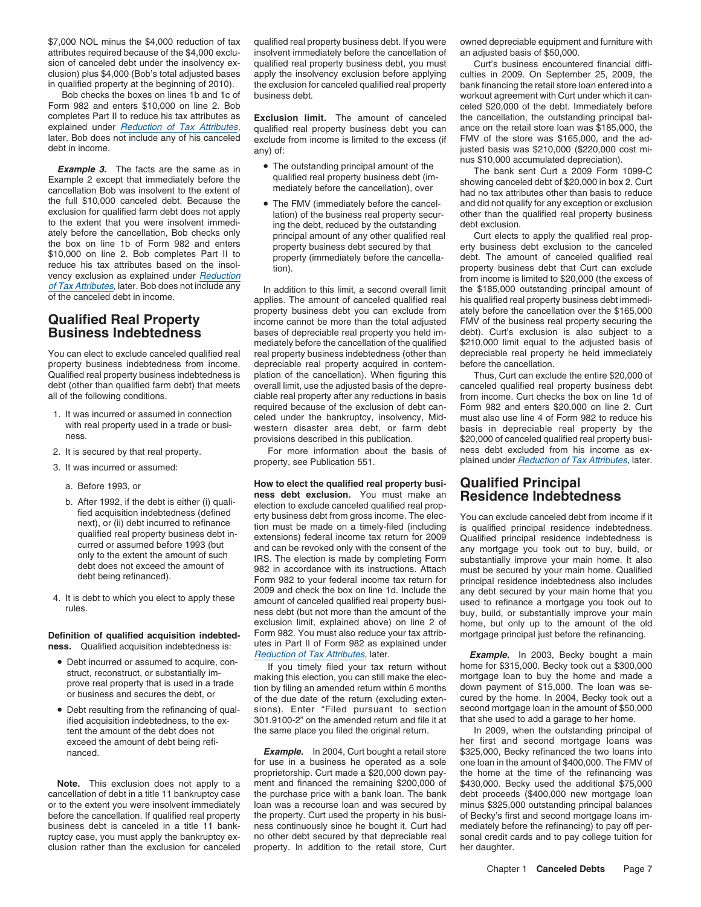$7,000 NOL minus the $4,000 reduction of tax attributes required because of the $4,000 exclusion of canceled debt under the insolvency exclusion) plus $4,000 (Bob's total adjusted bases in qualified property at the beginning of 2010).

Bob checks the boxes on lines 1b and 1c of Form 982 and enters $10,000 on line 2. Bob completes Part II to reduce his tax attributes as explained under *Reduction of Tax Attributes*, later. Bob does not include any of his canceled debt in income.

***Example 3.*** The facts are the same as in Example 2 except that immediately before the cancellation Bob was insolvent to the extent of the full $10,000 canceled debt. Because the exclusion for qualified farm debt does not apply to the extent that you were insolvent immediately before the cancellation, Bob checks only the box on line 1b of Form 982 and enters $10,000 on line 2. Bob completes Part II to reduce his tax attributes based on the insolvency exclusion as explained under *Reduction of Tax Attributes*, later. Bob does not include any of the canceled debt in income.

## Qualified Real Property Business Indebtedness

You can elect to exclude canceled qualified real property business indebtedness from income. Qualified real property business indebtedness is debt (other than qualified farm debt) that meets all of the following conditions.

1. It was incurred or assumed in connection with real property used in a trade or business.
2. It is secured by that real property.
3. It was incurred or assumed:
   a. Before 1993, or
   b. After 1992, if the debt is either (i) qualified acquisition indebtedness (defined next), or (ii) debt incurred to refinance qualified real property business debt incurred or assumed before 1993 (but only to the extent the amount of such debt does not exceed the amount of debt being refinanced).
4. It is debt to which you elect to apply these rules.

**Definition of qualified acquisition indebtedness.** Qualified acquisition indebtedness is:

- Debt incurred or assumed to acquire, construct, reconstruct, or substantially improve real property that is used in a trade or business and secures the debt, or
- Debt resulting from the refinancing of qualified acquisition indebtedness, to the extent the amount of the debt does not exceed the amount of debt being refinanced.

**Note.** This exclusion does not apply to a cancellation of debt in a title 11 bankruptcy case or to the extent you were insolvent immediately before the cancellation. If qualified real property business debt is canceled in a title 11 bankruptcy case, you must apply the bankruptcy exclusion rather than the exclusion for canceled qualified real property business debt. If you were insolvent immediately before the cancellation of qualified real property business debt, you must apply the insolvency exclusion before applying the exclusion for canceled qualified real property business debt.

**Exclusion limit.** The amount of canceled qualified real property business debt you can exclude from income is limited to the excess (if any) of:

- The outstanding principal amount of the qualified real property business debt (immediately before the cancellation), over
- The FMV (immediately before the cancellation) of the business real property securing the debt, reduced by the outstanding principal amount of any other qualified real property business debt secured by that property (immediately before the cancellation).

In addition to this limit, a second overall limit applies. The amount of canceled qualified real property business debt you can exclude from income cannot be more than the total adjusted bases of depreciable real property you held immediately before the cancellation of the qualified real property business indebtedness (other than depreciable real property acquired in contemplation of the cancellation). When figuring this overall limit, use the adjusted basis of the depreciable real property after any reductions in basis required because of the exclusion of debt canceled under the bankruptcy, insolvency, Midwestern disaster area debt, or farm debt provisions described in this publication.

For more information about the basis of property, see Publication 551.

**How to elect the qualified real property business debt exclusion.** You must make an election to exclude canceled qualified real property business debt from gross income. The election must be made on a timely-filed (including extensions) federal income tax return for 2009 and can be revoked only with the consent of the IRS. The election is made by completing Form 982 in accordance with its instructions. Attach Form 982 to your federal income tax return for 2009 and check the box on line 1d. Include the amount of canceled qualified real property business debt (but not more than the amount of the exclusion limit, explained above) on line 2 of Form 982. You must also reduce your tax attributes in Part II of Form 982 as explained under *Reduction of Tax Attributes*, later.

If you timely filed your tax return without making this election, you can still make the election by filing an amended return within 6 months of the due date of the return (excluding extensions). Enter "Filed pursuant to section 301.9100-2" on the amended return and file it at the same place you filed the original return.

***Example.*** In 2004, Curt bought a retail store for use in a business he operated as a sole proprietorship. Curt made a $20,000 down payment and financed the remaining $200,000 of the purchase price with a bank loan. The bank loan was a recourse loan and was secured by the property. Curt used the property in his business continuously since he bought it. Curt had no other debt secured by that depreciable real property. In addition to the retail store, Curt owned depreciable equipment and furniture with an adjusted basis of $50,000.

Curt's business encountered financial difficulties in 2009. On September 25, 2009, the bank financing the retail store loan entered into a workout agreement with Curt under which it canceled $20,000 of the debt. Immediately before the cancellation, the outstanding principal balance on the retail store loan was $185,000, the FMV of the store was $165,000, and the adjusted basis was $210,000 ($220,000 cost minus $10,000 accumulated depreciation).

The bank sent Curt a 2009 Form 1099-C showing canceled debt of $20,000 in box 2. Curt had no tax attributes other than basis to reduce and did not qualify for any exception or exclusion other than the qualified real property business debt exclusion.

Curt elects to apply the qualified real property business debt exclusion to the canceled debt. The amount of the canceled qualified real property business debt that Curt can exclude from income is limited to $20,000 (the excess of the $185,000 outstanding principal amount of his qualified real property business debt immediately before the cancellation over the $165,000 FMV of the business real property securing the debt). Curt's exclusion is also subject to a $210,000 limit equal to the adjusted basis of depreciable real property he held immediately before the cancellation.

Thus, Curt can exclude the entire $20,000 of canceled qualified real property business debt from income. Curt checks the box on line 1d of Form 982 and enters $20,000 on line 2. Curt must also use line 4 of Form 982 to reduce his basis in depreciable real property by the $20,000 of canceled qualified real property business debt excluded from his income as explained under *Reduction of Tax Attributes*, later.

## Qualified Principal Residence Indebtedness

You can exclude canceled debt from income if it is qualified principal residence indebtedness. Qualified principal residence indebtedness is any mortgage you took out to buy, build, or substantially improve your main home. It also must be secured by your main home. Qualified principal residence indebtedness also includes any debt secured by your main home that you used to refinance a mortgage you took out to buy, build, or substantially improve your main home, but only up to the amount of the old mortgage principal just before the refinancing.

***Example.*** In 2003, Becky bought a main home for $315,000. Becky took out a $300,000 mortgage loan to buy the home and made a down payment of $15,000. The loan was secured by the home. In 2004, Becky took out a second mortgage loan in the amount of $50,000 that she used to add a garage to her home.

In 2009, when the outstanding principal of her first and second mortgage loans was $325,000, Becky refinanced the two loans into one loan in the amount of $400,000. The FMV of the home at the time of the refinancing was $430,000. Becky used the additional $75,000 debt proceeds ($400,000 new mortgage loan minus $325,000 outstanding principal balances of Becky's first and second mortgage loans immediately before the refinancing) to pay off personal credit cards and to pay college tuition for her daughter.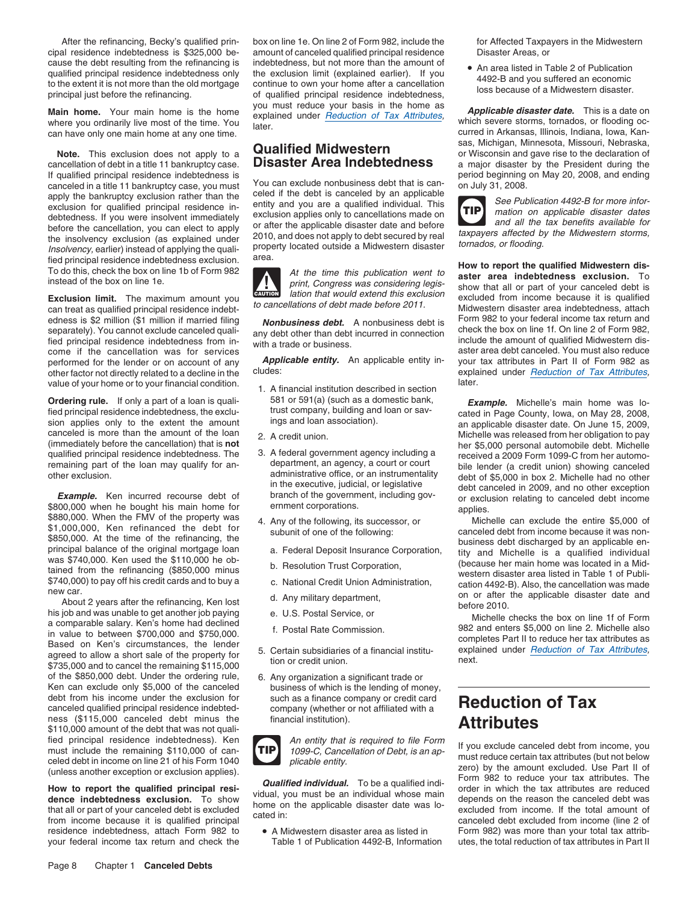After the refinancing, Becky's qualified principal residence indebtedness is $325,000 because the debt resulting from the refinancing is qualified principal residence indebtedness only to the extent it is not more than the old mortgage principal just before the refinancing.

**Main home.** Your main home is the home where you ordinarily live most of the time. You can have only one main home at any one time.

**Note.** This exclusion does not apply to a cancellation of debt in a title 11 bankruptcy case. If qualified principal residence indebtedness is canceled in a title 11 bankruptcy case, you must apply the bankruptcy exclusion rather than the exclusion for qualified principal residence indebtedness. If you were insolvent immediately before the cancellation, you can elect to apply the insolvency exclusion (as explained under *Insolvency*, earlier) instead of applying the qualified principal residence indebtedness exclusion. To do this, check the box on line 1b of Form 982 instead of the box on line 1e.

**Exclusion limit.** The maximum amount you can treat as qualified principal residence indebtedness is $2 million ($1 million if married filing separately). You cannot exclude canceled qualified principal residence indebtedness from income if the cancellation was for services performed for the lender or on account of any other factor not directly related to a decline in the value of your home or to your financial condition.

**Ordering rule.** If only a part of a loan is qualified principal residence indebtedness, the exclusion applies only to the extent the amount canceled is more than the amount of the loan (immediately before the cancellation) that is **not** qualified principal residence indebtedness. The remaining part of the loan may qualify for another exclusion.

***Example.*** Ken incurred recourse debt of $800,000 when he bought his main home for $880,000. When the FMV of the property was $1,000,000, Ken refinanced the debt for $850,000. At the time of the refinancing, the principal balance of the original mortgage loan was $740,000. Ken used the $110,000 he obtained from the refinancing ($850,000 minus $740,000) to pay off his credit cards and to buy a new car.

About 2 years after the refinancing, Ken lost his job and was unable to get another job paying a comparable salary. Ken's home had declined in value to between $700,000 and $750,000. Based on Ken's circumstances, the lender agreed to allow a short sale of the property for $735,000 and to cancel the remaining $115,000 of the $850,000 debt. Under the ordering rule, Ken can exclude only $5,000 of the canceled debt from his income under the exclusion for canceled qualified principal residence indebtedness ($115,000 canceled debt minus the $110,000 amount of the debt that was not qualified principal residence indebtedness). Ken must include the remaining $110,000 of canceled debt in income on line 21 of his Form 1040 (unless another exception or exclusion applies).

**How to report the qualified principal residence indebtedness exclusion.** To show that all or part of your canceled debt is excluded from income because it is qualified principal residence indebtedness, attach Form 982 to your federal income tax return and check the box on line 1e. On line 2 of Form 982, include the amount of canceled qualified principal residence indebtedness, but not more than the amount of the exclusion limit (explained earlier). If you continue to own your home after a cancellation of qualified principal residence indebtedness, you must reduce your basis in the home as explained under *Reduction of Tax Attributes*, later.

## Qualified Midwestern Disaster Area Indebtedness

You can exclude nonbusiness debt that is canceled if the debt is canceled by an applicable entity and you are a qualified individual. This exclusion applies only to cancellations made on or after the applicable disaster date and before 2010, and does not apply to debt secured by real property located outside a Midwestern disaster area.

> CAUTION: *At the time this publication went to print, Congress was considering legislation that would extend this exclusion to cancellations of debt made before 2011.*

***Nonbusiness debt.*** A nonbusiness debt is any debt other than debt incurred in connection with a trade or business.

***Applicable entity.*** An applicable entity includes:

1. A financial institution described in section 581 or 591(a) (such as a domestic bank, trust company, building and loan or savings and loan association).
2. A credit union.
3. A federal government agency including a department, an agency, a court or court administrative office, or an instrumentality in the executive, judicial, or legislative branch of the government, including government corporations.
4. Any of the following, its successor, or subunit of one of the following:
   a. Federal Deposit Insurance Corporation,
   b. Resolution Trust Corporation,
   c. National Credit Union Administration,
   d. Any military department,
   e. U.S. Postal Service, or
   f. Postal Rate Commission.
5. Certain subsidiaries of a financial institution or credit union.
6. Any organization a significant trade or business of which is the lending of money, such as a finance company or credit card company (whether or not affiliated with a financial institution).

> TIP: *An entity that is required to file Form 1099-C, Cancellation of Debt, is an applicable entity.*

***Qualified individual.*** To be a qualified individual, you must be an individual whose main home on the applicable disaster date was located in:

- A Midwestern disaster area as listed in Table 1 of Publication 4492-B, Information for Affected Taxpayers in the Midwestern Disaster Areas, or
- An area listed in Table 2 of Publication 4492-B and you suffered an economic loss because of a Midwestern disaster.

***Applicable disaster date.*** This is a date on which severe storms, tornados, or flooding occurred in Arkansas, Illinois, Indiana, Iowa, Kansas, Michigan, Minnesota, Missouri, Nebraska, or Wisconsin and gave rise to the declaration of a major disaster by the President during the period beginning on May 20, 2008, and ending on July 31, 2008.

> TIP: *See Publication 4492-B for more information on applicable disaster dates and all the tax benefits available for taxpayers affected by the Midwestern storms, tornados, or flooding.*

**How to report the qualified Midwestern disaster area indebtedness exclusion.** To show that all or part of your canceled debt is excluded from income because it is qualified Midwestern disaster area indebtedness, attach Form 982 to your federal income tax return and check the box on line 1f. On line 2 of Form 982, include the amount of qualified Midwestern disaster area debt canceled. You must also reduce your tax attributes in Part II of Form 982 as explained under *Reduction of Tax Attributes*, later.

***Example.*** Michelle's main home was located in Page County, Iowa, on May 28, 2008, an applicable disaster date. On June 15, 2009, Michelle was released from her obligation to pay her $5,000 personal automobile debt. Michelle received a 2009 Form 1099-C from her automobile lender (a credit union) showing canceled debt of $5,000 in box 2. Michelle had no other debt canceled in 2009, and no other exception or exclusion relating to canceled debt income applies.

Michelle can exclude the entire $5,000 of canceled debt from income because it was nonbusiness debt discharged by an applicable entity and Michelle is a qualified individual (because her main home was located in a Midwestern disaster area listed in Table 1 of Publication 4492-B). Also, the cancellation was made on or after the applicable disaster date and before 2010.

Michelle checks the box on line 1f of Form 982 and enters $5,000 on line 2. Michelle also completes Part II to reduce her tax attributes as explained under *Reduction of Tax Attributes*, next.

## Reduction of Tax Attributes

If you exclude canceled debt from income, you must reduce certain tax attributes (but not below zero) by the amount excluded. Use Part II of Form 982 to reduce your tax attributes. The order in which the tax attributes are reduced depends on the reason the canceled debt was excluded from income. If the total amount of canceled debt excluded from income (line 2 of Form 982) was more than your total tax attributes, the total reduction of tax attributes in Part II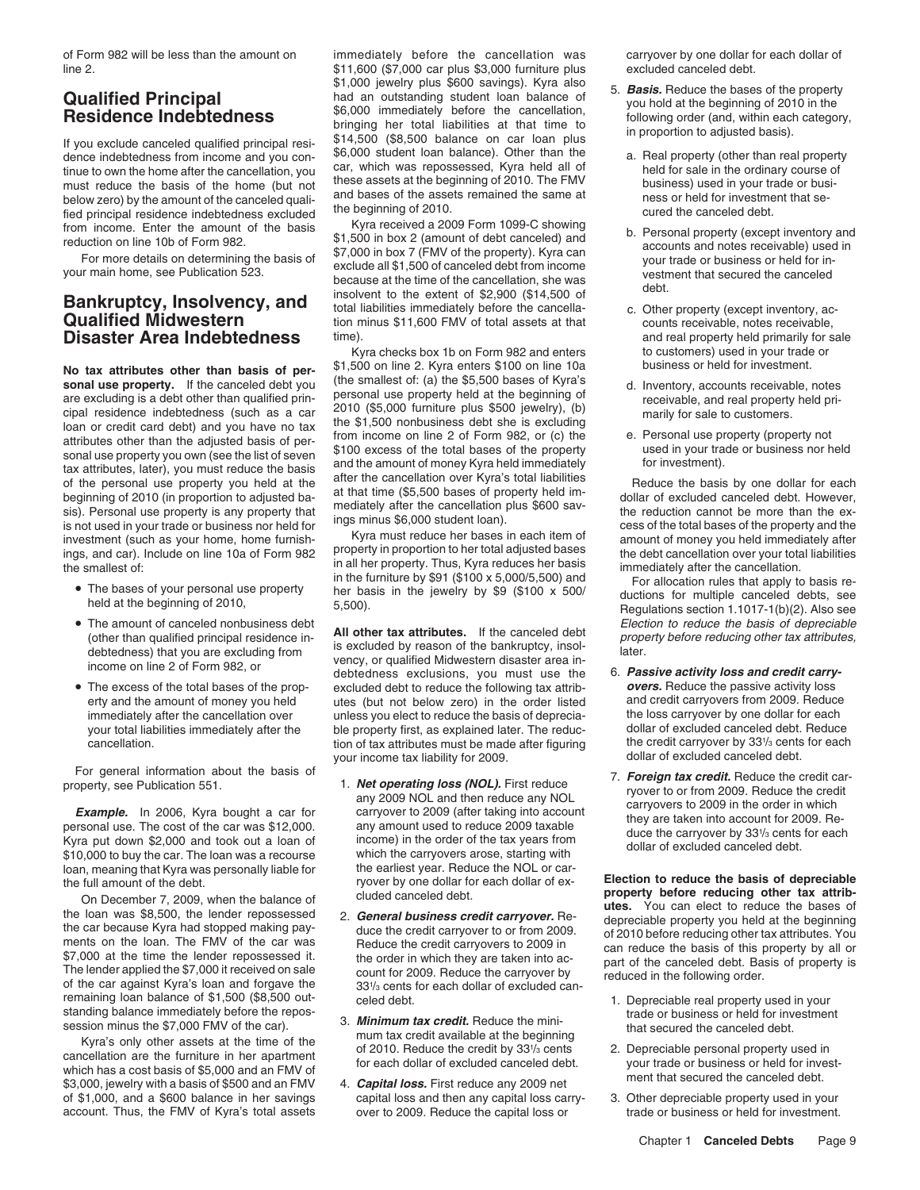of Form 982 will be less than the amount on line 2.

## Qualified Principal Residence Indebtedness

If you exclude canceled qualified principal residence indebtedness from income and you continue to own the home after the cancellation, you must reduce the basis of the home (but not below zero) by the amount of the canceled qualified principal residence indebtedness excluded from income. Enter the amount of the basis reduction on line 10b of Form 982.

For more details on determining the basis of your main home, see Publication 523.

## Bankruptcy, Insolvency, and Qualified Midwestern Disaster Area Indebtedness

**No tax attributes other than basis of personal use property.** If the canceled debt you are excluding is a debt other than qualified principal residence indebtedness (such as a car loan or credit card debt) and you have no tax attributes other than the adjusted basis of personal use property you own (see the list of seven tax attributes, later), you must reduce the basis of the personal use property you held at the beginning of 2010 (in proportion to adjusted basis). Personal use property is any property that is not used in your trade or business nor held for investment (such as your home, home furnishings, and car). Include on line 10a of Form 982 the smallest of:

- The bases of your personal use property held at the beginning of 2010,
- The amount of canceled nonbusiness debt (other than qualified principal residence indebtedness) that you are excluding from income on line 2 of Form 982, or
- The excess of the total bases of the property and the amount of money you held immediately after the cancellation over your total liabilities immediately after the cancellation.

For general information about the basis of property, see Publication 551.

***Example.*** In 2006, Kyra bought a car for personal use. The cost of the car was $12,000. Kyra put down $2,000 and took out a loan of $10,000 to buy the car. The loan was a recourse loan, meaning that Kyra was personally liable for the full amount of the debt.

On December 7, 2009, when the balance of the loan was $8,500, the lender repossessed the car because Kyra had stopped making payments on the loan. The FMV of the car was $7,000 at the time the lender repossessed it. The lender applied the $7,000 it received on sale of the car against Kyra's loan and forgave the remaining loan balance of $1,500 ($8,500 outstanding balance immediately before the repossession minus the $7,000 FMV of the car).

Kyra's only other assets at the time of the cancellation are the furniture in her apartment which has a cost basis of $5,000 and an FMV of $3,000, jewelry with a basis of $500 and an FMV of $1,000, and a $600 balance in her savings account. Thus, the FMV of Kyra's total assets immediately before the cancellation was $11,600 ($7,000 car plus $3,000 furniture plus $1,000 jewelry plus $600 savings). Kyra also had an outstanding student loan balance of $6,000 immediately before the cancellation, bringing her total liabilities at that time to $14,500 ($8,500 balance on car loan plus $6,000 student loan balance). Other than the car, which was repossessed, Kyra held all of these assets at the beginning of 2010. The FMV and bases of the assets remained the same at the beginning of 2010.

Kyra received a 2009 Form 1099-C showing $1,500 in box 2 (amount of debt canceled) and $7,000 in box 7 (FMV of the property). Kyra can exclude all $1,500 of canceled debt from income because at the time of the cancellation, she was insolvent to the extent of $2,900 ($14,500 of total liabilities immediately before the cancellation minus $11,600 FMV of total assets at that time).

Kyra checks box 1b on Form 982 and enters $1,500 on line 2. Kyra enters $100 on line 10a (the smallest of: (a) the $5,500 bases of Kyra's personal use property held at the beginning of 2010 ($5,000 furniture plus $500 jewelry), (b) the $1,500 nonbusiness debt she is excluding from income on line 2 of Form 982, or (c) the $100 excess of the total bases of the property and the amount of money Kyra held immediately after the cancellation over Kyra's total liabilities at that time ($5,500 bases of property held immediately after the cancellation plus $600 savings minus $6,000 student loan).

Kyra must reduce her bases in each item of property in proportion to her total adjusted bases in all her property. Thus, Kyra reduces her basis in the furniture by $91 ($100 x 5,000/5,500) and her basis in the jewelry by $9 ($100 x 500/5,500).

**All other tax attributes.** If the canceled debt is excluded by reason of the bankruptcy, insolvency, or qualified Midwestern disaster area indebtedness exclusions, you must use the excluded debt to reduce the following tax attributes (but not below zero) in the order listed unless you elect to reduce the basis of depreciable property first, as explained later. The reduction of tax attributes must be made after figuring your income tax liability for 2009.

1. ***Net operating loss (NOL).*** First reduce any 2009 NOL and then reduce any NOL carryover to 2009 (after taking into account any amount used to reduce 2009 taxable income) in the order of the tax years from which the carryovers arose, starting with the earliest year. Reduce the NOL or carryover by one dollar for each dollar of excluded canceled debt.
2. ***General business credit carryover.*** Reduce the credit carryover to or from 2009. Reduce the credit carryovers to 2009 in the order in which they are taken into account for 2009. Reduce the carryover by 33[1]/[3] cents for each dollar of excluded canceled debt.
3. ***Minimum tax credit.*** Reduce the minimum tax credit available at the beginning of 2010. Reduce the credit by 33[1]/[3] cents for each dollar of excluded canceled debt.
4. ***Capital loss.*** First reduce any 2009 net capital loss and then any capital loss carryover to 2009. Reduce the capital loss or carryover by one dollar for each dollar of excluded canceled debt.
5. ***Basis.*** Reduce the bases of the property you hold at the beginning of 2010 in the following order (and, within each category, in proportion to adjusted basis).
   a. Real property (other than real property held for sale in the ordinary course of business) used in your trade or business or held for investment that secured the canceled debt.
   b. Personal property (except inventory and accounts and notes receivable) used in your trade or business or held for investment that secured the canceled debt.
   c. Other property (except inventory, accounts receivable, notes receivable, and real property held primarily for sale to customers) used in your trade or business or held for investment.
   d. Inventory, accounts receivable, notes receivable, and real property held primarily for sale to customers.
   e. Personal use property (property not used in your trade or business nor held for investment).

   Reduce the basis by one dollar for each dollar of excluded canceled debt. However, the reduction cannot be more than the excess of the total bases of the property and the amount of money you held immediately after the debt cancellation over your total liabilities immediately after the cancellation.

   For allocation rules that apply to basis reductions for multiple canceled debts, see Regulations section 1.1017-1(b)(2). Also see *Election to reduce the basis of depreciable property before reducing other tax attributes,* later.
6. ***Passive activity loss and credit carryovers.*** Reduce the passive activity loss and credit carryovers from 2009. Reduce the loss carryover by one dollar for each dollar of excluded canceled debt. Reduce the credit carryover by 33[1]/[3] cents for each dollar of excluded canceled debt.
7. ***Foreign tax credit.*** Reduce the credit carryover to or from 2009. Reduce the credit carryovers to 2009 in the order in which they are taken into account for 2009. Reduce the carryover by 33[1]/[3] cents for each dollar of excluded canceled debt.

**Election to reduce the basis of depreciable property before reducing other tax attributes.** You can elect to reduce the bases of depreciable property you held at the beginning of 2010 before reducing other tax attributes. You can reduce the basis of this property by all or part of the canceled debt. Basis of property is reduced in the following order.

1. Depreciable real property used in your trade or business or held for investment that secured the canceled debt.
2. Depreciable personal property used in your trade or business or held for investment that secured the canceled debt.
3. Other depreciable property used in your trade or business or held for investment.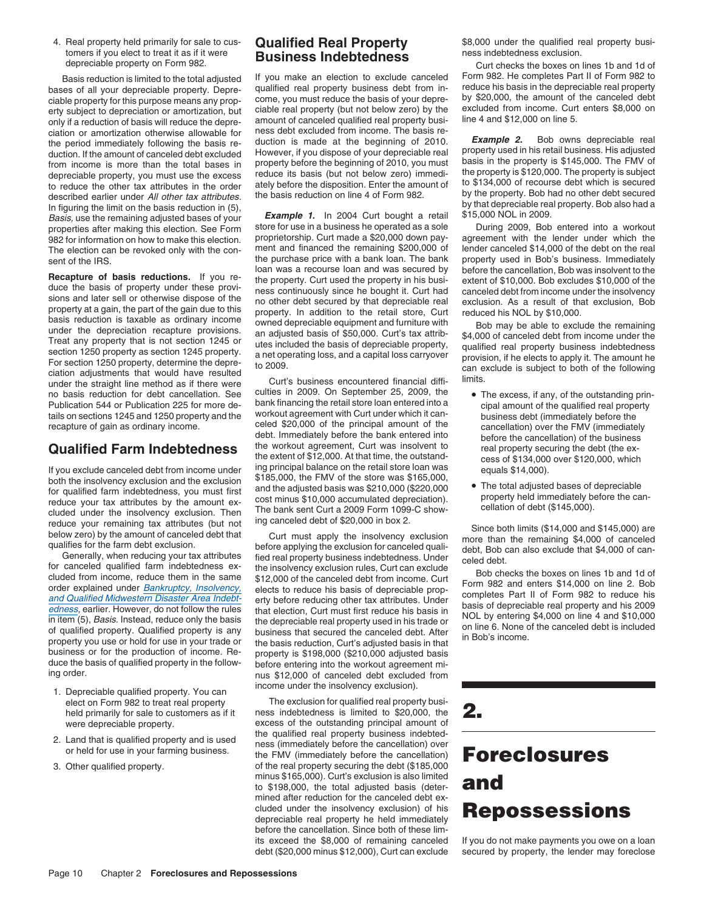4. Real property held primarily for sale to customers if you elect to treat it as if it were depreciable property on Form 982.

Basis reduction is limited to the total adjusted bases of all your depreciable property. Depreciable property for this purpose means any property subject to depreciation or amortization, but only if a reduction of basis will reduce the depreciation or amortization otherwise allowable for the period immediately following the basis reduction. If the amount of canceled debt excluded from income is more than the total bases in depreciable property, you must use the excess to reduce the other tax attributes in the order described earlier under *All other tax attributes.* In figuring the limit on the basis reduction in (5), *Basis,* use the remaining adjusted bases of your properties after making this election. See Form 982 for information on how to make this election. The election can be revoked only with the consent of the IRS.

**Recapture of basis reductions.** If you reduce the basis of property under these provisions and later sell or otherwise dispose of the property at a gain, the part of the gain due to this basis reduction is taxable as ordinary income under the depreciation recapture provisions. Treat any property that is not section 1245 or section 1250 property as section 1245 property. For section 1250 property, determine the depreciation adjustments that would have resulted under the straight line method as if there were no basis reduction for debt cancellation. See Publication 544 or Publication 225 for more details on sections 1245 and 1250 property and the recapture of gain as ordinary income.

## Qualified Farm Indebtedness

If you exclude canceled debt from income under both the insolvency exclusion and the exclusion for qualified farm indebtedness, you must first reduce your tax attributes by the amount excluded under the insolvency exclusion. Then reduce your remaining tax attributes (but not below zero) by the amount of canceled debt that qualifies for the farm debt exclusion.

Generally, when reducing your tax attributes for canceled qualified farm indebtedness excluded from income, reduce them in the same order explained under *Bankruptcy, Insolvency, and Qualified Midwestern Disaster Area Indebtedness*, earlier. However, do not follow the rules in item (5), *Basis.* Instead, reduce only the basis of qualified property. Qualified property is any property you use or hold for use in your trade or business or for the production of income. Reduce the basis of qualified property in the following order.

1. Depreciable qualified property. You can elect on Form 982 to treat real property held primarily for sale to customers as if it were depreciable property.
2. Land that is qualified property and is used or held for use in your farming business.
3. Other qualified property.

## Qualified Real Property Business Indebtedness

If you make an election to exclude canceled qualified real property business debt from income, you must reduce the basis of your depreciable real property (but not below zero) by the amount of canceled qualified real property business debt excluded from income. The basis reduction is made at the beginning of 2010. However, if you dispose of your depreciable real property before the beginning of 2010, you must reduce its basis (but not below zero) immediately before the disposition. Enter the amount of the basis reduction on line 4 of Form 982.

***Example 1.*** In 2004 Curt bought a retail store for use in a business he operated as a sole proprietorship. Curt made a $20,000 down payment and financed the remaining $200,000 of the purchase price with a bank loan. The bank loan was a recourse loan and was secured by the property. Curt used the property in his business continuously since he bought it. Curt had no other debt secured by that depreciable real property. In addition to the retail store, Curt owned depreciable equipment and furniture with an adjusted basis of $50,000. Curt's tax attributes included the basis of depreciable property, a net operating loss, and a capital loss carryover to 2009.

Curt's business encountered financial difficulties in 2009. On September 25, 2009, the bank financing the retail store loan entered into a workout agreement with Curt under which it canceled $20,000 of the principal amount of the debt. Immediately before the bank entered into the workout agreement, Curt was insolvent to the extent of $12,000. At that time, the outstanding principal balance on the retail store loan was $185,000, the FMV of the store was $165,000, and the adjusted basis was $210,000 ($220,000 cost minus $10,000 accumulated depreciation). The bank sent Curt a 2009 Form 1099-C showing canceled debt of $20,000 in box 2.

Curt must apply the insolvency exclusion before applying the exclusion for canceled qualified real property business indebtedness. Under the insolvency exclusion rules, Curt can exclude $12,000 of the canceled debt from income. Curt elects to reduce his basis of depreciable property before reducing other tax attributes. Under that election, Curt must first reduce his basis in the depreciable real property used in his trade or business that secured the canceled debt. After the basis reduction, Curt's adjusted basis in that property is $198,000 ($210,000 adjusted basis before entering into the workout agreement minus $12,000 of canceled debt excluded from income under the insolvency exclusion).

The exclusion for qualified real property business indebtedness is limited to $20,000, the excess of the outstanding principal amount of the qualified real property business indebtedness (immediately before the cancellation) over the FMV (immediately before the cancellation) of the real property securing the debt ($185,000 minus $165,000). Curt's exclusion is also limited to $198,000, the total adjusted basis (determined after reduction for the canceled debt excluded under the insolvency exclusion) of his depreciable real property he held immediately before the cancellation. Since both of these limits exceed the $8,000 of remaining canceled debt ($20,000 minus $12,000), Curt can exclude $8,000 under the qualified real property business indebtedness exclusion.

Curt checks the boxes on lines 1b and 1d of Form 982. He completes Part II of Form 982 to reduce his basis in the depreciable real property by $20,000, the amount of the canceled debt excluded from income. Curt enters $8,000 on line 4 and $12,000 on line 5.

***Example 2.*** Bob owns depreciable real property used in his retail business. His adjusted basis in the property is $145,000. The FMV of the property is $120,000. The property is subject to $134,000 of recourse debt which is secured by the property. Bob had no other debt secured by that depreciable real property. Bob also had a $15,000 NOL in 2009.

During 2009, Bob entered into a workout agreement with the lender under which the lender canceled $14,000 of the debt on the real property used in Bob's business. Immediately before the cancellation, Bob was insolvent to the extent of $10,000. Bob excludes $10,000 of the canceled debt from income under the insolvency exclusion. As a result of that exclusion, Bob reduced his NOL by $10,000.

Bob may be able to exclude the remaining $4,000 of canceled debt from income under the qualified real property business indebtedness provision, if he elects to apply it. The amount he can exclude is subject to both of the following limits.

- The excess, if any, of the outstanding principal amount of the qualified real property business debt (immediately before the cancellation) over the FMV (immediately before the cancellation) of the business real property securing the debt (the excess of $134,000 over $120,000, which equals $14,000).
- The total adjusted bases of depreciable property held immediately before the cancellation of debt ($145,000).

Since both limits ($14,000 and $145,000) are more than the remaining $4,000 of canceled debt, Bob can also exclude that $4,000 of canceled debt.

Bob checks the boxes on lines 1b and 1d of Form 982 and enters $14,000 on line 2. Bob completes Part II of Form 982 to reduce his basis of depreciable real property and his 2009 NOL by entering $4,000 on line 4 and $10,000 on line 6. None of the canceled debt is included in Bob's income.

# 2. Foreclosures and Repossessions

If you do not make payments you owe on a loan secured by property, the lender may foreclose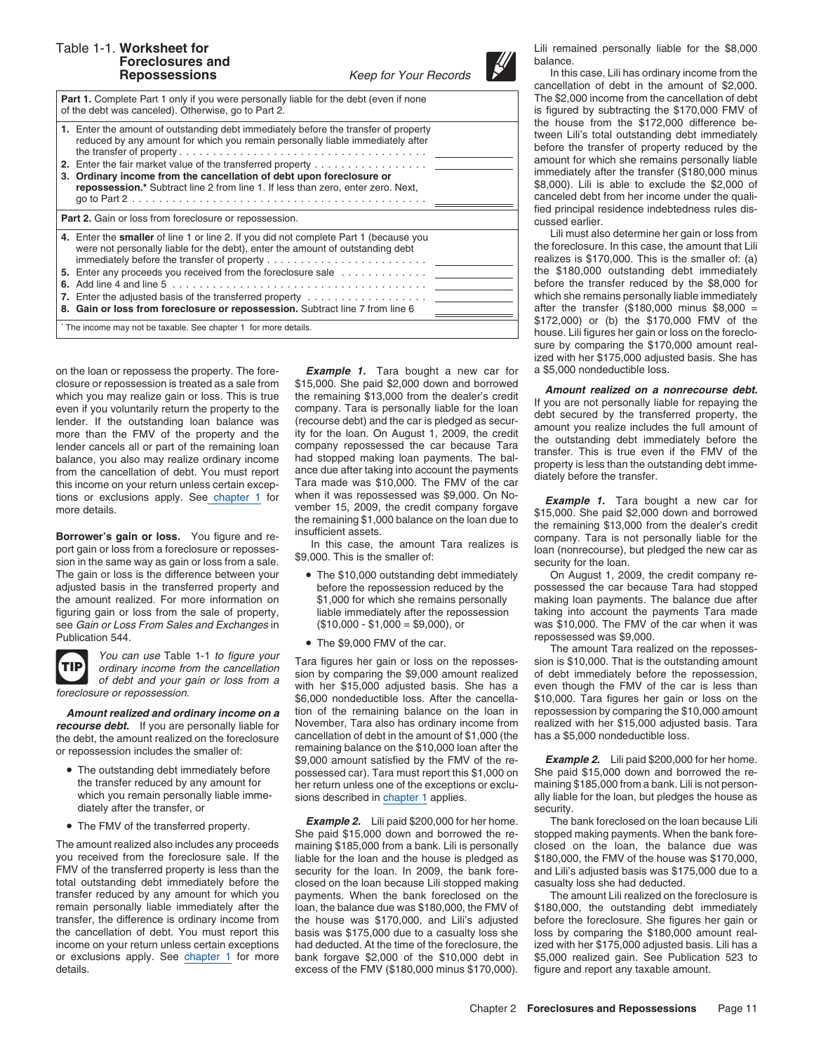## Table 1-1. Worksheet for Foreclosures and Repossessions

*Keep for Your Records*

| | |
|---|---|
| **Part 1.** Complete Part 1 only if you were personally liable for the debt (even if none of the debt was canceled). Otherwise, go to Part 2. | |
| **1.** Enter the amount of outstanding debt immediately before the transfer of property reduced by any amount for which you remain personally liable immediately after the transfer of property . . . . . . . . . . . . . . . . . . . . . . . . . . . . . . . . . . | |
| **2.** Enter the fair market value of the transferred property . . . . . . . . . . . . . . . . | |
| **3. Ordinary income from the cancellation of debt upon foreclosure or repossession.*** Subtract line 2 from line 1. If less than zero, enter zero. Next, go to Part 2 . . . . . . . . . . . . . . . . . . . . . . . . . . . . . . . . . . . . . . . . . . . | |
| **Part 2.** Gain or loss from foreclosure or repossession. | |
| **4.** Enter the **smaller** of line 1 or line 2. If you did not complete Part 1 (because you were not personally liable for the debt), enter the amount of outstanding debt immediately before the transfer of property . . . . . . . . . . . . . . . . . . . . . . . . | |
| **5.** Enter any proceeds you received from the foreclosure sale . . . . . . . . . . . . | |
| **6.** Add line 4 and line 5 . . . . . . . . . . . . . . . . . . . . . . . . . . . . . . . . . . . . . | |
| **7.** Enter the adjusted basis of the transferred property . . . . . . . . . . . . . . . . . | |
| **8. Gain or loss from foreclosure or repossession.** Subtract line 7 from line 6 | |

\* The income may not be taxable. See chapter 1 for more details.

on the loan or repossess the property. The foreclosure or repossession is treated as a sale from which you may realize gain or loss. This is true even if you voluntarily return the property to the lender. If the outstanding loan balance was more than the FMV of the property and the lender cancels all or part of the remaining loan balance, you also may realize ordinary income from the cancellation of debt. You must report this income on your return unless certain exceptions or exclusions apply. See chapter 1 for more details.

**Borrower's gain or loss.** You figure and report gain or loss from a foreclosure or repossession in the same way as gain or loss from a sale. The gain or loss is the difference between your adjusted basis in the transferred property and the amount realized. For more information on figuring gain or loss from the sale of property, see *Gain or Loss From Sales and Exchanges* in Publication 544.

**TIP** *You can use Table 1-1 to figure your ordinary income from the cancellation of debt and your gain or loss from a foreclosure or repossession.*

***Amount realized and ordinary income on a recourse debt.*** If you are personally liable for the debt, the amount realized on the foreclosure or repossession includes the smaller of:

- The outstanding debt immediately before the transfer reduced by any amount for which you remain personally liable immediately after the transfer, or
- The FMV of the transferred property.

The amount realized also includes any proceeds you received from the foreclosure sale. If the FMV of the transferred property is less than the total outstanding debt immediately before the transfer reduced by any amount for which you remain personally liable immediately after the transfer, the difference is ordinary income from the cancellation of debt. You must report this income on your return unless certain exceptions or exclusions apply. See chapter 1 for more details.

***Example 1.*** Tara bought a new car for $15,000. She paid $2,000 down and borrowed the remaining $13,000 from the dealer's credit company. Tara is personally liable for the loan (recourse debt) and the car is pledged as security for the loan. On August 1, 2009, the credit company repossessed the car because Tara had stopped making loan payments. The balance due after taking into account the payments Tara made was $10,000. The FMV of the car when it was repossessed was $9,000. On November 15, 2009, the credit company forgave the remaining $1,000 balance on the loan due to insufficient assets.

In this case, the amount Tara realizes is $9,000. This is the smaller of:

- The $10,000 outstanding debt immediately before the repossession reduced by the $1,000 for which she remains personally liable immediately after the repossession ($10,000 - $1,000 = $9,000), or
- The $9,000 FMV of the car.

Tara figures her gain or loss on the repossession by comparing the $9,000 amount realized with her $15,000 adjusted basis. She has a $6,000 nondeductible loss. After the cancellation of the remaining balance on the loan in November, Tara also has ordinary income from cancellation of debt in the amount of $1,000 (the remaining balance on the $10,000 loan after the $9,000 amount satisfied by the FMV of the repossessed car). Tara must report this $1,000 on her return unless one of the exceptions or exclusions described in chapter 1 applies.

***Example 2.*** Lili paid $200,000 for her home. She paid $15,000 down and borrowed the remaining $185,000 from a bank. Lili is personally liable for the loan and the house is pledged as security for the loan. In 2009, the bank foreclosed on the loan because Lili stopped making payments. When the bank foreclosed on the loan, the balance due was $180,000, the FMV of the house was $170,000, and Lili's adjusted basis was $175,000 due to a casualty loss she had deducted. At the time of the foreclosure, the bank forgave $2,000 of the $10,000 debt in excess of the FMV ($180,000 minus $170,000). Lili remained personally liable for the $8,000 balance.

In this case, Lili has ordinary income from the cancellation of debt in the amount of $2,000. The $2,000 income from the cancellation of debt is figured by subtracting the $170,000 FMV of the house from the $172,000 difference between Lili's total outstanding debt immediately before the transfer of property reduced by the amount for which she remains personally liable immediately after the transfer ($180,000 minus $8,000). Lili is able to exclude the $2,000 of canceled debt from her income under the qualified principal residence indebtedness rules discussed earlier.

Lili must also determine her gain or loss from the foreclosure. In this case, the amount that Lili realizes is $170,000. This is the smaller of: (a) the $180,000 outstanding debt immediately before the transfer reduced by the $8,000 for which she remains personally liable immediately after the transfer ($180,000 minus $8,000 = $172,000) or (b) the $170,000 FMV of the house. Lili figures her gain or loss on the foreclosure by comparing the $170,000 amount realized with her $175,000 adjusted basis. She has a $5,000 nondeductible loss.

***Amount realized on a nonrecourse debt.*** If you are not personally liable for repaying the debt secured by the transferred property, the amount you realize includes the full amount of the outstanding debt immediately before the transfer. This is true even if the FMV of the property is less than the outstanding debt immediately before the transfer.

***Example 1.*** Tara bought a new car for $15,000. She paid $2,000 down and borrowed the remaining $13,000 from the dealer's credit company. Tara is not personally liable for the loan (nonrecourse), but pledged the new car as security for the loan.

On August 1, 2009, the credit company repossessed the car because Tara had stopped making loan payments. The balance due after taking into account the payments Tara made was $10,000. The FMV of the car when it was repossessed was $9,000.

The amount Tara realized on the repossession is $10,000. That is the outstanding amount of debt immediately before the repossession, even though the FMV of the car is less than $10,000. Tara figures her gain or loss on the repossession by comparing the $10,000 amount realized with her $15,000 adjusted basis. Tara has a $5,000 nondeductible loss.

***Example 2.*** Lili paid $200,000 for her home. She paid $15,000 down and borrowed the remaining $185,000 from a bank. Lili is not personally liable for the loan, but pledges the house as security.

The bank foreclosed on the loan because Lili stopped making payments. When the bank foreclosed on the loan, the balance due was $180,000, the FMV of the house was $170,000, and Lili's adjusted basis was $175,000 due to a casualty loss she had deducted.

The amount Lili realized on the foreclosure is $180,000, the outstanding debt immediately before the foreclosure. She figures her gain or loss by comparing the $180,000 amount realized with her $175,000 adjusted basis. Lili has a $5,000 realized gain. See Publication 523 to figure and report any taxable amount.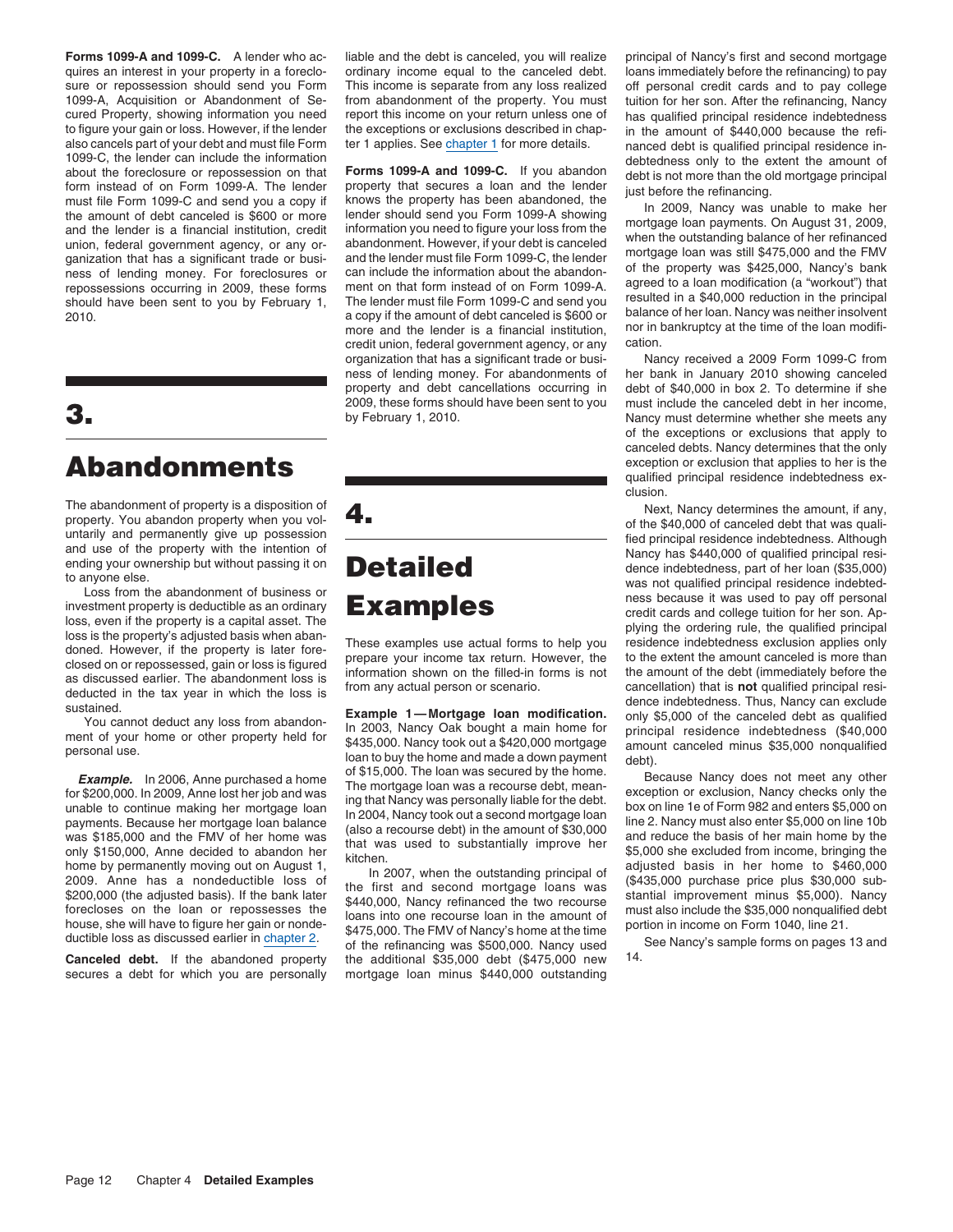**Forms 1099-A and 1099-C.** A lender who acquires an interest in your property in a foreclosure or repossession should send you Form 1099-A, Acquisition or Abandonment of Secured Property, showing information you need to figure your gain or loss. However, if the lender also cancels part of your debt and must file Form 1099-C, the lender can include the information about the foreclosure or repossession on that form instead of on Form 1099-A. The lender must file Form 1099-C and send you a copy if the amount of debt canceled is $600 or more and the lender is a financial institution, credit union, federal government agency, or any organization that has a significant trade or business of lending money. For foreclosures or repossessions occurring in 2009, these forms should have been sent to you by February 1, 2010.

# 3. Abandonments

The abandonment of property is a disposition of property. You abandon property when you voluntarily and permanently give up possession and use of the property with the intention of ending your ownership but without passing it on to anyone else.

Loss from the abandonment of business or investment property is deductible as an ordinary loss, even if the property is a capital asset. The loss is the property's adjusted basis when abandoned. However, if the property is later foreclosed on or repossessed, gain or loss is figured as discussed earlier. The abandonment loss is deducted in the tax year in which the loss is sustained.

You cannot deduct any loss from abandonment of your home or other property held for personal use.

***Example.*** In 2006, Anne purchased a home for $200,000. In 2009, Anne lost her job and was unable to continue making her mortgage loan payments. Because her mortgage loan balance was $185,000 and the FMV of her home was only $150,000, Anne decided to abandon her home by permanently moving out on August 1, 2009. Anne has a nondeductible loss of $200,000 (the adjusted basis). If the bank later forecloses on the loan or repossesses the house, she will have to figure her gain or nondeductible loss as discussed earlier in chapter 2.

**Canceled debt.** If the abandoned property secures a debt for which you are personally liable and the debt is canceled, you will realize ordinary income equal to the canceled debt. This income is separate from any loss realized from abandonment of the property. You must report this income on your return unless one of the exceptions or exclusions described in chapter 1 applies. See chapter 1 for more details.

**Forms 1099-A and 1099-C.** If you abandon property that secures a loan and the lender knows the property has been abandoned, the lender should send you Form 1099-A showing information you need to figure your loss from the abandonment. However, if your debt is canceled and the lender must file Form 1099-C, the lender can include the information about the abandonment on that form instead of on Form 1099-A. The lender must file Form 1099-C and send you a copy if the amount of debt canceled is $600 or more and the lender is a financial institution, credit union, federal government agency, or any organization that has a significant trade or business of lending money. For abandonments of property and debt cancellations occurring in 2009, these forms should have been sent to you by February 1, 2010.

# 4. Detailed Examples

These examples use actual forms to help you prepare your income tax return. However, the information shown on the filled-in forms is not from any actual person or scenario.

**Example 1—Mortgage loan modification.** In 2003, Nancy Oak bought a main home for $435,000. Nancy took out a $420,000 mortgage loan to buy the home and made a down payment of $15,000. The loan was secured by the home. The mortgage loan was a recourse debt, meaning that Nancy was personally liable for the debt. In 2004, Nancy took out a second mortgage loan (also a recourse debt) in the amount of $30,000 that was used to substantially improve her kitchen.

In 2007, when the outstanding principal of the first and second mortgage loans was $440,000, Nancy refinanced the two recourse loans into one recourse loan in the amount of $475,000. The FMV of Nancy's home at the time of the refinancing was $500,000. Nancy used the additional $35,000 debt ($475,000 new mortgage loan minus $440,000 outstanding principal of Nancy's first and second mortgage loans immediately before the refinancing) to pay off personal credit cards and to pay college tuition for her son. After the refinancing, Nancy has qualified principal residence indebtedness in the amount of $440,000 because the refinanced debt is qualified principal residence indebtedness only to the extent the amount of debt is not more than the old mortgage principal just before the refinancing.

In 2009, Nancy was unable to make her mortgage loan payments. On August 31, 2009, when the outstanding balance of her refinanced mortgage loan was still $475,000 and the FMV of the property was $425,000, Nancy's bank agreed to a loan modification (a "workout") that resulted in a $40,000 reduction in the principal balance of her loan. Nancy was neither insolvent nor in bankruptcy at the time of the loan modification.

Nancy received a 2009 Form 1099-C from her bank in January 2010 showing canceled debt of $40,000 in box 2. To determine if she must include the canceled debt in her income, Nancy must determine whether she meets any of the exceptions or exclusions that apply to canceled debts. Nancy determines that the only exception or exclusion that applies to her is the qualified principal residence indebtedness exclusion.

Next, Nancy determines the amount, if any, of the $40,000 of canceled debt that was qualified principal residence indebtedness. Although Nancy has $440,000 of qualified principal residence indebtedness, part of her loan ($35,000) was not qualified principal residence indebtedness because it was used to pay off personal credit cards and college tuition for her son. Applying the ordering rule, the qualified principal residence indebtedness exclusion applies only to the extent the amount canceled is more than the amount of the debt (immediately before the cancellation) that is **not** qualified principal residence indebtedness. Thus, Nancy can exclude only $5,000 of the canceled debt as qualified principal residence indebtedness ($40,000 amount canceled minus $35,000 nonqualified debt).

Because Nancy does not meet any other exception or exclusion, Nancy checks only the box on line 1e of Form 982 and enters $5,000 on line 2. Nancy must also enter $5,000 on line 10b and reduce the basis of her main home by the $5,000 she excluded from income, bringing the adjusted basis in her home to $460,000 ($435,000 purchase price plus $30,000 substantial improvement minus $5,000). Nancy must also include the $35,000 nonqualified debt portion in income on Form 1040, line 21.

See Nancy's sample forms on pages 13 and 14.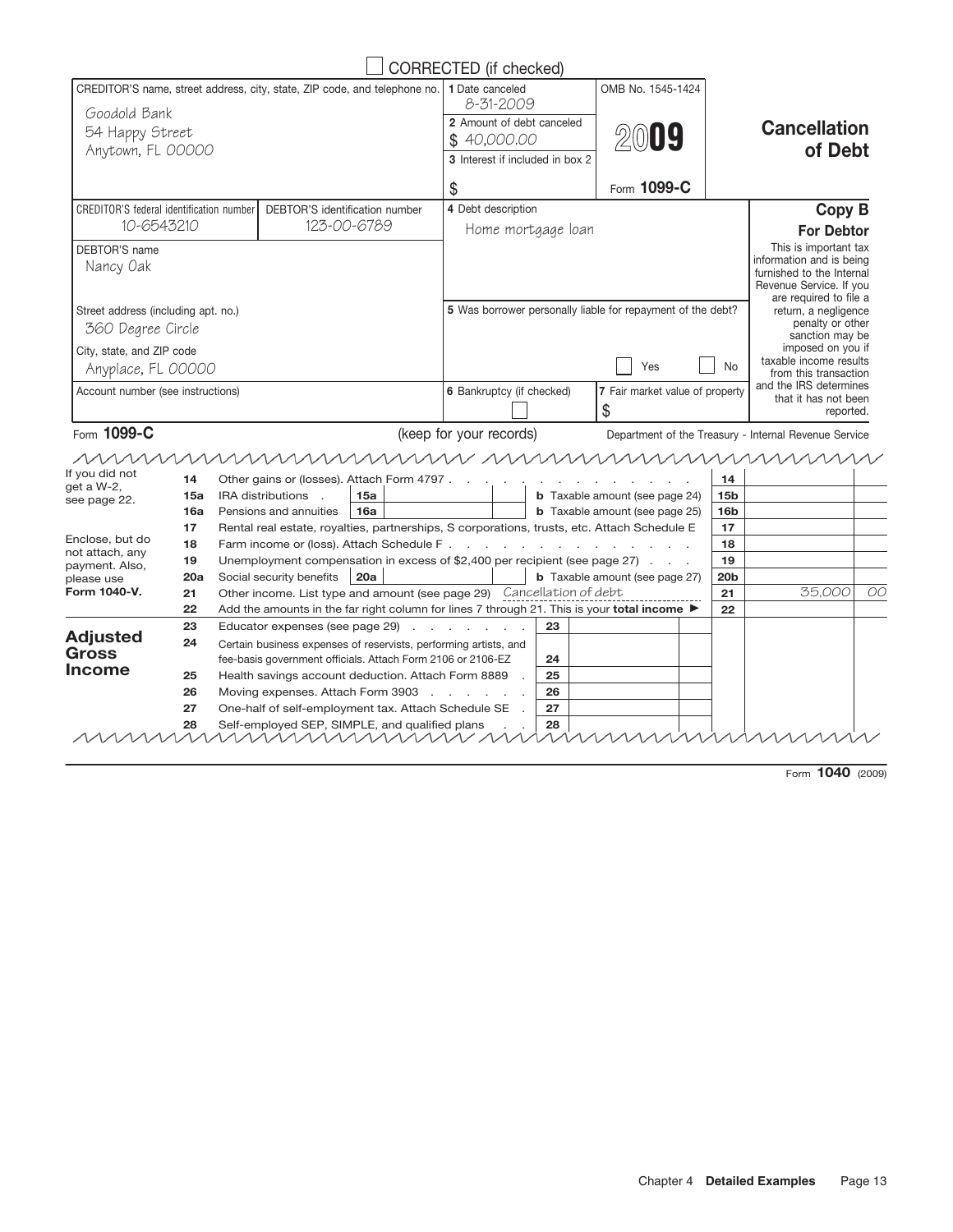☐ CORRECTED (if checked)

| CREDITOR'S name, street address, city, state, ZIP code, and telephone no. | | 1 Date canceled<br>8-31-2009 | OMB No. 1545-1424 | **Cancellation of Debt** |
|---|---|---|---|---|
| Goodold Bank<br>54 Happy Street<br>Anytown, FL 00000 | | 2 Amount of debt canceled<br>$ 40,000.00 | **2009** | |
| | | 3 Interest if included in box 2<br>$ | Form **1099-C** | |
| CREDITOR'S federal identification number<br>10-6543210 | DEBTOR'S identification number<br>123-00-6789 | 4 Debt description<br>Home mortgage loan | | **Copy B**<br>**For Debtor** |
| DEBTOR'S name<br>Nancy Oak | | | | This is important tax information and is being furnished to the Internal Revenue Service. If you are required to file a return, a negligence penalty or other sanction may be imposed on you if taxable income results from this transaction and the IRS determines that it has not been reported. |
| Street address (including apt. no.)<br>360 Degree Circle | | 5 Was borrower personally liable for repayment of the debt? | | |
| City, state, and ZIP code<br>Anyplace, FL 00000 | | ☐ Yes ☐ No | | |
| Account number (see instructions) | | 6 Bankruptcy (if checked) ☐ | 7 Fair market value of property<br>$ | |

Form **1099-C** (keep for your records) Department of the Treasury - Internal Revenue Service

| | Line | Description | | Amount |
|---|---|---|---|---|
| If you did not get a W-2, see page 22. | 14 | Other gains or (losses). Attach Form 4797 | 14 | |
| | 15a | IRA distributions 15a ___ **b** Taxable amount (see page 24) | 15b | |
| | 16a | Pensions and annuities 16a ___ **b** Taxable amount (see page 25) | 16b | |
| | 17 | Rental real estate, royalties, partnerships, S corporations, trusts, etc. Attach Schedule E | 17 | |
| Enclose, but do not attach, any payment. Also, please use **Form 1040-V.** | 18 | Farm income or (loss). Attach Schedule F | 18 | |
| | 19 | Unemployment compensation in excess of $2,400 per recipient (see page 27) | 19 | |
| | 20a | Social security benefits 20a ___ **b** Taxable amount (see page 27) | 20b | |
| | 21 | Other income. List type and amount (see page 29) Cancellation of debt | 21 | 35,000 00 |
| | 22 | Add the amounts in the far right column for lines 7 through 21. This is your **total income** ▶ | 22 | |
| **Adjusted Gross Income** | 23 | Educator expenses (see page 29) | 23 | |
| | 24 | Certain business expenses of reservists, performing artists, and fee-basis government officials. Attach Form 2106 or 2106-EZ | 24 | |
| | 25 | Health savings account deduction. Attach Form 8889 | 25 | |
| | 26 | Moving expenses. Attach Form 3903 | 26 | |
| | 27 | One-half of self-employment tax. Attach Schedule SE | 27 | |
| | 28 | Self-employed SEP, SIMPLE, and qualified plans | 28 | |

Form **1040** (2009)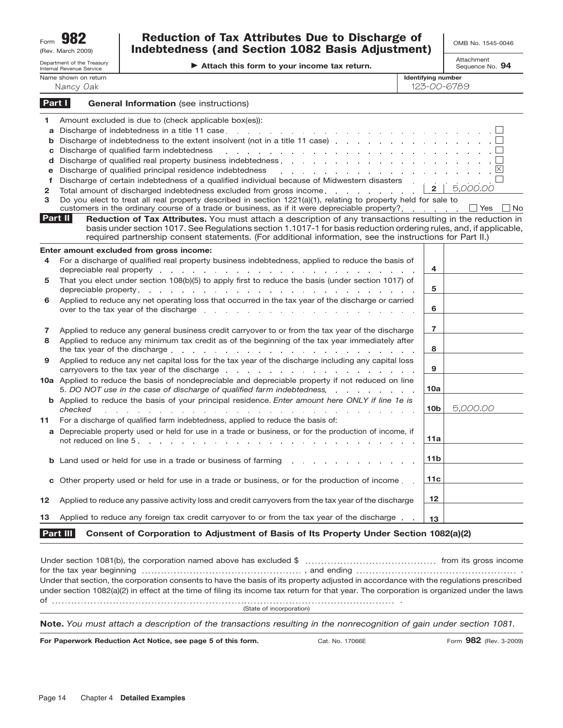Form **982** (Rev. March 2009)

Department of the Treasury
Internal Revenue Service

# Reduction of Tax Attributes Due to Discharge of Indebtedness (and Section 1082 Basis Adjustment)

▶ **Attach this form to your income tax return.**

OMB No. 1545-0046

Attachment Sequence No. **94**

| Name shown on return | Identifying number |
|---|---|
| Nancy Oak | 123-00-6789 |

## Part I General Information (see instructions)

**1** Amount excluded is due to (check applicable box(es)):

- **a** Discharge of indebtedness in a title 11 case ☐
- **b** Discharge of indebtedness to the extent insolvent (not in a title 11 case) ☐
- **c** Discharge of qualified farm indebtedness ☐
- **d** Discharge of qualified real property business indebtedness ☐
- **e** Discharge of qualified principal residence indebtedness ☒
- **f** Discharge of certain indebtedness of a qualified individual because of Midwestern disasters ☐

**2** Total amount of discharged indebtedness excluded from gross income . . . **2** | 5,000.00

**3** Do you elect to treat all real property described in section 1221(a)(1), relating to property held for sale to customers in the ordinary course of a trade or business, as if it were depreciable property? ☐ Yes ☐ No

## Part II Reduction of Tax Attributes.

You must attach a description of any transactions resulting in the reduction in basis under section 1017. See Regulations section 1.1017-1 for basis reduction ordering rules, and, if applicable, required partnership consent statements. (For additional information, see the instructions for Part II.)

**Enter amount excluded from gross income:**

| | Description | Line | Amount |
|---|---|---|---|
| **4** | For a discharge of qualified real property business indebtedness, applied to reduce the basis of depreciable real property | **4** | |
| **5** | That you elect under section 108(b)(5) to apply first to reduce the basis (under section 1017) of depreciable property | **5** | |
| **6** | Applied to reduce any net operating loss that occurred in the tax year of the discharge or carried over to the tax year of the discharge | **6** | |
| **7** | Applied to reduce any general business credit carryover to or from the tax year of the discharge | **7** | |
| **8** | Applied to reduce any minimum tax credit as of the beginning of the tax year immediately after the tax year of the discharge | **8** | |
| **9** | Applied to reduce any net capital loss for the tax year of the discharge including any capital loss carryovers to the tax year of the discharge | **9** | |
| **10a** | Applied to reduce the basis of nondepreciable and depreciable property if not reduced on line 5. *DO NOT use in the case of discharge of qualified farm indebtedness.* | **10a** | |
| **b** | Applied to reduce the basis of your principal residence. *Enter amount here ONLY if line 1e is checked* | **10b** | 5,000.00 |
| **11** | For a discharge of qualified farm indebtedness, applied to reduce the basis of: | | |
| **a** | Depreciable property used or held for use in a trade or business, or for the production of income, if not reduced on line 5 | **11a** | |
| **b** | Land used or held for use in a trade or business of farming | **11b** | |
| **c** | Other property used or held for use in a trade or business, or for the production of income | **11c** | |
| **12** | Applied to reduce any passive activity loss and credit carryovers from the tax year of the discharge | **12** | |
| **13** | Applied to reduce any foreign tax credit carryover to or from the tax year of the discharge | **13** | |

## Part III Consent of Corporation to Adjustment of Basis of Its Property Under Section 1082(a)(2)

Under section 1081(b), the corporation named above has excluded $ .................... from its gross income for the tax year beginning .................... , and ending .................... . Under that section, the corporation consents to have the basis of its property adjusted in accordance with the regulations prescribed under section 1082(a)(2) in effect at the time of filing its income tax return for that year. The corporation is organized under the laws of .................... .
(State of incorporation)

**Note.** *You must attach a description of the transactions resulting in the nonrecognition of gain under section 1081.*

**For Paperwork Reduction Act Notice, see page 5 of this form.** Cat. No. 17066E Form **982** (Rev. 3-2009)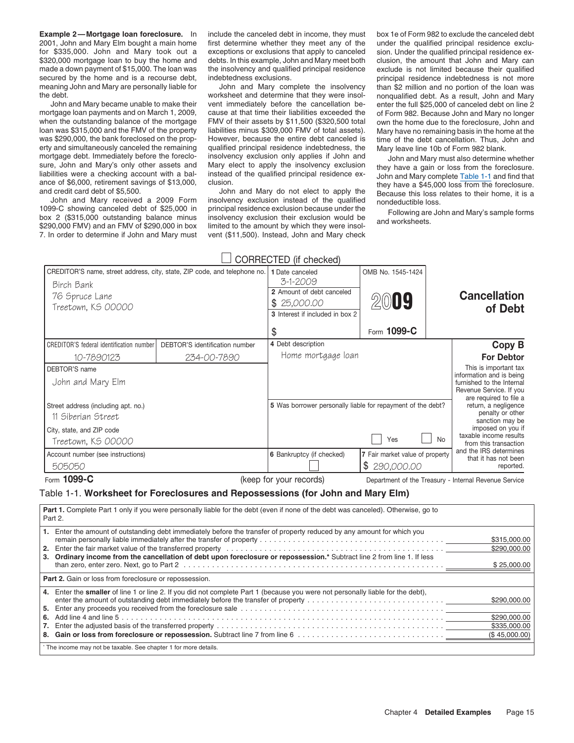**Example 2—Mortgage loan foreclosure.** In 2001, John and Mary Elm bought a main home for $335,000. John and Mary took out a $320,000 mortgage loan to buy the home and made a down payment of $15,000. The loan was secured by the home and is a recourse debt, meaning John and Mary are personally liable for the debt.

John and Mary became unable to make their mortgage loan payments and on March 1, 2009, when the outstanding balance of the mortgage loan was $315,000 and the FMV of the property was $290,000, the bank foreclosed on the property and simultaneously canceled the remaining mortgage debt. Immediately before the foreclosure, John and Mary's only other assets and liabilities were a checking account with a balance of $6,000, retirement savings of $13,000, and credit card debt of $5,500.

John and Mary received a 2009 Form 1099-C showing canceled debt of $25,000 in box 2 ($315,000 outstanding balance minus $290,000 FMV) and an FMV of $290,000 in box 7. In order to determine if John and Mary must include the canceled debt in income, they must first determine whether they meet any of the exceptions or exclusions that apply to canceled debts. In this example, John and Mary meet both the insolvency and qualified principal residence indebtedness exclusions.

John and Mary complete the insolvency worksheet and determine that they were insolvent immediately before the cancellation because at that time their liabilities exceeded the FMV of their assets by $11,500 ($320,500 total liabilities minus $309,000 FMV of total assets). However, because the entire debt canceled is qualified principal residence indebtedness, the insolvency exclusion only applies if John and Mary elect to apply the insolvency exclusion instead of the qualified principal residence exclusion.

John and Mary do not elect to apply the insolvency exclusion instead of the qualified principal residence exclusion because under the insolvency exclusion their exclusion would be limited to the amount by which they were insolvent ($11,500). Instead, John and Mary check box 1e of Form 982 to exclude the canceled debt under the qualified principal residence exclusion. Under the qualified principal residence exclusion, the amount that John and Mary can exclude is not limited because their qualified principal residence indebtedness is not more than $2 million and no portion of the loan was nonqualified debt. As a result, John and Mary enter the full $25,000 of canceled debt on line 2 of Form 982. Because John and Mary no longer own the home due to the foreclosure, John and Mary have no remaining basis in the home at the time of the debt cancellation. Thus, John and Mary leave line 10b of Form 982 blank.

John and Mary must also determine whether they have a gain or loss from the foreclosure. John and Mary complete Table 1-1 and find that they have a $45,000 loss from the foreclosure. Because this loss relates to their home, it is a nondeductible loss.

Following are John and Mary's sample forms and worksheets.

☐ CORRECTED (if checked)

| CREDITOR'S name, street address, city, state, ZIP code, and telephone no. | | 1 Date canceled | OMB No. 1545-1424 | |
|---|---|---|---|---|
| Birch Bank<br>76 Spruce Lane<br>Treetown, KS 00000 | | 3-1-2009<br>2 Amount of debt canceled<br>$ 25,000.00<br>3 Interest if included in box 2<br>$ | 2009<br>Form **1099-C** | **Cancellation of Debt** |
| CREDITOR'S federal identification number | DEBTOR'S identification number | 4 Debt description | | **Copy B For Debtor** |
| 10-7890123 | 234-00-7890 | Home mortgage loan | | This is important tax information and is being furnished to the Internal Revenue Service. If you are required to file a return, a negligence penalty or other sanction may be imposed on you if taxable income results from this transaction and the IRS determines that it has not been reported. |
| DEBTOR'S name<br>John and Mary Elm | | | | |
| Street address (including apt. no.)<br>11 Siberian Street | | 5 Was borrower personally liable for repayment of the debt? | | |
| City, state, and ZIP code<br>Treetown, KS 00000 | | ☐ Yes ☐ No | | |
| Account number (see instructions)<br>505050 | | 6 Bankruptcy (if checked) ☐ | 7 Fair market value of property<br>$ 290,000.00 | |

Form **1099-C** (keep for your records) Department of the Treasury - Internal Revenue Service

Table 1-1. **Worksheet for Foreclosures and Repossessions (for John and Mary Elm)**

| | |
|---|---|
| **Part 1.** Complete Part 1 only if you were personally liable for the debt (even if none of the debt was canceled). Otherwise, go to Part 2. | |
| **1.** Enter the amount of outstanding debt immediately before the transfer of property reduced by any amount for which you remain personally liable immediately after the transfer of property | $315,000.00 |
| **2.** Enter the fair market value of the transferred property | $290,000.00 |
| **3. Ordinary income from the cancellation of debt upon foreclosure or repossession.*** Subtract line 2 from line 1. If less than zero, enter zero. Next, go to Part 2 | $ 25,000.00 |
| **Part 2.** Gain or loss from foreclosure or repossession. | |
| **4.** Enter the **smaller** of line 1 or line 2. If you did not complete Part 1 (because you were not personally liable for the debt), enter the amount of outstanding debt immediately before the transfer of property | $290,000.00 |
| **5.** Enter any proceeds you received from the foreclosure sale | |
| **6.** Add line 4 and line 5 | $290,000.00 |
| **7.** Enter the adjusted basis of the transferred property | $335,000.00 |
| **8. Gain or loss from foreclosure or repossession.** Subtract line 7 from line 6 | ($ 45,000.00) |

* The income may not be taxable. See chapter 1 for more details.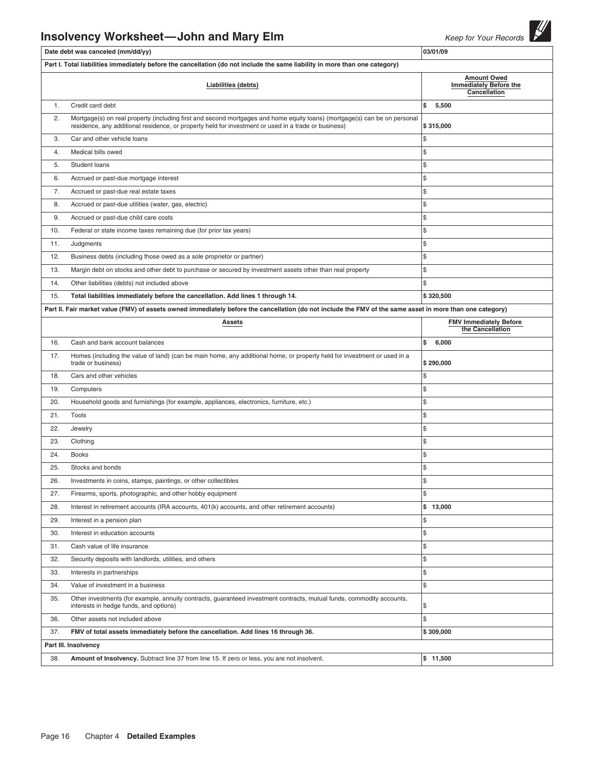# Insolvency Worksheet—John and Mary Elm

*Keep for Your Records*

| | Date debt was canceled (mm/dd/yy) | 03/01/09 |
|---|---|---|
| **Part I. Total liabilities immediately before the cancellation (do not include the same liability in more than one category)** | | |
| | **Liabilities (debts)** | **Amount Owed Immediately Before the Cancellation** |
| 1. | Credit card debt | $ 5,500 |
| 2. | Mortgage(s) on real property (including first and second mortgages and home equity loans) (mortgage(s) can be on personal residence, any additional residence, or property held for investment or used in a trade or business) | $ 315,000 |
| 3. | Car and other vehicle loans | $ |
| 4. | Medical bills owed | $ |
| 5. | Student loans | $ |
| 6. | Accrued or past-due mortgage interest | $ |
| 7. | Accrued or past-due real estate taxes | $ |
| 8. | Accrued or past-due utilities (water, gas, electric) | $ |
| 9. | Accrued or past-due child care costs | $ |
| 10. | Federal or state income taxes remaining due (for prior tax years) | $ |
| 11. | Judgments | $ |
| 12. | Business debts (including those owed as a sole proprietor or partner) | $ |
| 13. | Margin debt on stocks and other debt to purchase or secured by investment assets other than real property | $ |
| 14. | Other liabilities (debts) not included above | $ |
| 15. | **Total liabilities immediately before the cancellation. Add lines 1 through 14.** | $ 320,500 |
| **Part II. Fair market value (FMV) of assets owned immediately before the cancellation (do not include the FMV of the same asset in more than one category)** | | |
| | **Assets** | **FMV Immediately Before the Cancellation** |
| 16. | Cash and bank account balances | $ 6,000 |
| 17. | Homes (including the value of land) (can be main home, any additional home, or property held for investment or used in a trade or business) | $ 290,000 |
| 18. | Cars and other vehicles | $ |
| 19. | Computers | $ |
| 20. | Household goods and furnishings (for example, appliances, electronics, furniture, etc.) | $ |
| 21. | Tools | $ |
| 22. | Jewelry | $ |
| 23. | Clothing | $ |
| 24. | Books | $ |
| 25. | Stocks and bonds | $ |
| 26. | Investments in coins, stamps, paintings, or other collectibles | $ |
| 27. | Firearms, sports, photographic, and other hobby equipment | $ |
| 28. | Interest in retirement accounts (IRA accounts, 401(k) accounts, and other retirement accounts) | $ 13,000 |
| 29. | Interest in a pension plan | $ |
| 30. | Interest in education accounts | $ |
| 31. | Cash value of life insurance | $ |
| 32. | Security deposits with landlords, utilities, and others | $ |
| 33. | Interests in partnerships | $ |
| 34. | Value of investment in a business | $ |
| 35. | Other investments (for example, annuity contracts, guaranteed investment contracts, mutual funds, commodity accounts, interests in hedge funds, and options) | $ |
| 36. | Other assets not included above | $ |
| 37. | **FMV of total assets immediately before the cancellation. Add lines 16 through 36.** | $ 309,000 |
| **Part III. Insolvency** | | |
| 38. | **Amount of Insolvency.** Subtract line 37 from line 15. If zero or less, you are not insolvent. | $ 11,500 |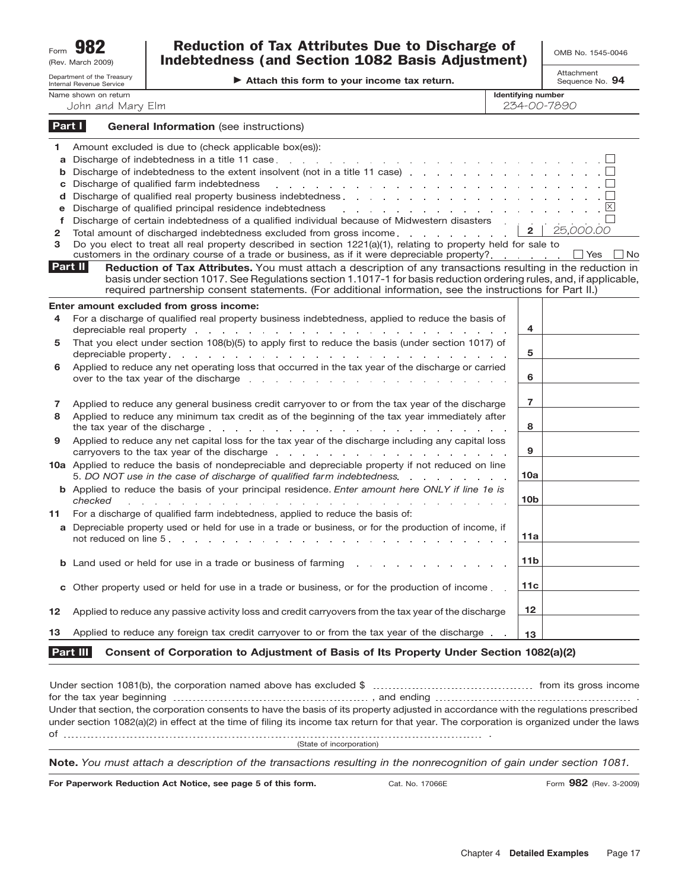Form **982** (Rev. March 2009)

Department of the Treasury Internal Revenue Service

# Reduction of Tax Attributes Due to Discharge of Indebtedness (and Section 1082 Basis Adjustment)

► **Attach this form to your income tax return.**

OMB No. 1545-0046

Attachment Sequence No. **94**

Name shown on return: John and Mary Elm

Identifying number: 234-00-7890

## Part I General Information (see instructions)

1 Amount excluded is due to (check applicable box(es)):

- **a** Discharge of indebtedness in a title 11 case ☐
- **b** Discharge of indebtedness to the extent insolvent (not in a title 11 case) ☐
- **c** Discharge of qualified farm indebtedness ☐
- **d** Discharge of qualified real property business indebtedness ☐
- **e** Discharge of qualified principal residence indebtedness ☒
- **f** Discharge of certain indebtedness of a qualified individual because of Midwestern disasters ☐

**2** Total amount of discharged indebtedness excluded from gross income . . . **2** | 25,000.00

**3** Do you elect to treat all real property described in section 1221(a)(1), relating to property held for sale to customers in the ordinary course of a trade or business, as if it were depreciable property? ☐ Yes ☐ No

## Part II Reduction of Tax Attributes.

You must attach a description of any transactions resulting in the reduction in basis under section 1017. See Regulations section 1.1017-1 for basis reduction ordering rules, and, if applicable, required partnership consent statements. (For additional information, see the instructions for Part II.)

**Enter amount excluded from gross income:**

| | | Line | Amount |
|---|---|---|---|
| **4** | For a discharge of qualified real property business indebtedness, applied to reduce the basis of depreciable real property | **4** | |
| **5** | That you elect under section 108(b)(5) to apply first to reduce the basis (under section 1017) of depreciable property | **5** | |
| **6** | Applied to reduce any net operating loss that occurred in the tax year of the discharge or carried over to the tax year of the discharge | **6** | |
| **7** | Applied to reduce any general business credit carryover to or from the tax year of the discharge | **7** | |
| **8** | Applied to reduce any minimum tax credit as of the beginning of the tax year immediately after the tax year of the discharge | **8** | |
| **9** | Applied to reduce any net capital loss for the tax year of the discharge including any capital loss carryovers to the tax year of the discharge | **9** | |
| **10a** | Applied to reduce the basis of nondepreciable and depreciable property if not reduced on line 5. *DO NOT use in the case of discharge of qualified farm indebtedness.* | **10a** | |
| **b** | Applied to reduce the basis of your principal residence. *Enter amount here ONLY if line 1e is checked* | **10b** | |
| **11** | For a discharge of qualified farm indebtedness, applied to reduce the basis of: | | |
| **a** | Depreciable property used or held for use in a trade or business, or for the production of income, if not reduced on line 5 | **11a** | |
| **b** | Land used or held for use in a trade or business of farming | **11b** | |
| **c** | Other property used or held for use in a trade or business, or for the production of income | **11c** | |
| **12** | Applied to reduce any passive activity loss and credit carryovers from the tax year of the discharge | **12** | |
| **13** | Applied to reduce any foreign tax credit carryover to or from the tax year of the discharge | **13** | |

## Part III Consent of Corporation to Adjustment of Basis of Its Property Under Section 1082(a)(2)

Under section 1081(b), the corporation named above has excluded $ .................. from its gross income for the tax year beginning .................. , and ending .................. . Under that section, the corporation consents to have the basis of its property adjusted in accordance with the regulations prescribed under section 1082(a)(2) in effect at the time of filing its income tax return for that year. The corporation is organized under the laws of .................................................. .

(State of incorporation)

**Note.** *You must attach a description of the transactions resulting in the nonrecognition of gain under section 1081.*

**For Paperwork Reduction Act Notice, see page 5 of this form.** Cat. No. 17066E Form **982** (Rev. 3-2009)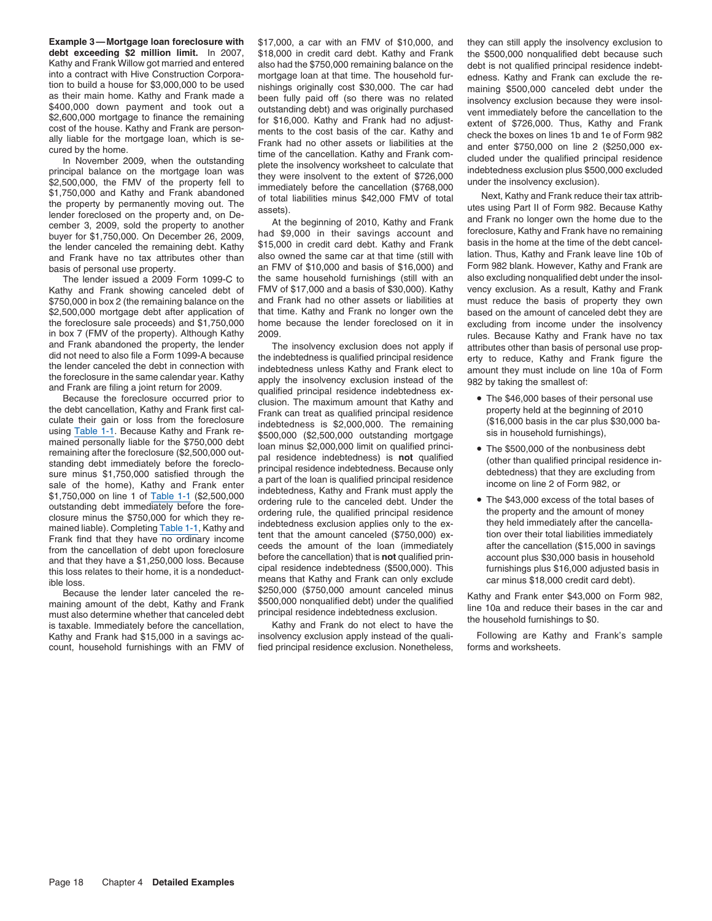**Example 3—Mortgage loan foreclosure with debt exceeding $2 million limit.** In 2007, Kathy and Frank Willow got married and entered into a contract with Hive Construction Corporation to build a house for $3,000,000 to be used as their main home. Kathy and Frank made a $400,000 down payment and took out a $2,600,000 mortgage to finance the remaining cost of the house. Kathy and Frank are personally liable for the mortgage loan, which is secured by the home.

In November 2009, when the outstanding principal balance on the mortgage loan was $2,500,000, the FMV of the property fell to $1,750,000 and Kathy and Frank abandoned the property by permanently moving out. The lender foreclosed on the property and, on December 3, 2009, sold the property to another buyer for $1,750,000. On December 26, 2009, the lender canceled the remaining debt. Kathy and Frank have no tax attributes other than basis of personal use property.

The lender issued a 2009 Form 1099-C to Kathy and Frank showing canceled debt of $750,000 in box 2 (the remaining balance on the $2,500,000 mortgage debt after application of the foreclosure sale proceeds) and $1,750,000 in box 7 (FMV of the property). Although Kathy and Frank abandoned the property, the lender did not need to also file a Form 1099-A because the lender canceled the debt in connection with the foreclosure in the same calendar year. Kathy and Frank are filing a joint return for 2009.

Because the foreclosure occurred prior to the debt cancellation, Kathy and Frank first calculate their gain or loss from the foreclosure using Table 1-1. Because Kathy and Frank remained personally liable for the $750,000 debt remaining after the foreclosure ($2,500,000 outstanding debt immediately before the foreclosure minus $1,750,000 satisfied through the sale of the home), Kathy and Frank enter $1,750,000 on line 1 of Table 1-1 ($2,500,000 outstanding debt immediately before the foreclosure minus the $750,000 for which they remained liable). Completing Table 1-1, Kathy and Frank find that they have no ordinary income from the cancellation of debt upon foreclosure and that they have a $1,250,000 loss. Because this loss relates to their home, it is a nondeductible loss.

Because the lender later canceled the remaining amount of the debt, Kathy and Frank must also determine whether that canceled debt is taxable. Immediately before the cancellation, Kathy and Frank had $15,000 in a savings account, household furnishings with an FMV of $17,000, a car with an FMV of $10,000, and $18,000 in credit card debt. Kathy and Frank also had the $750,000 remaining balance on the mortgage loan at that time. The household furnishings originally cost $30,000. The car had been fully paid off (so there was no related outstanding debt) and was originally purchased for $16,000. Kathy and Frank had no adjustments to the cost basis of the car. Kathy and Frank had no other assets or liabilities at the time of the cancellation. Kathy and Frank complete the insolvency worksheet to calculate that they were insolvent to the extent of $726,000 immediately before the cancellation ($768,000 of total liabilities minus $42,000 FMV of total assets).

At the beginning of 2010, Kathy and Frank had $9,000 in their savings account and $15,000 in credit card debt. Kathy and Frank also owned the same car at that time (still with an FMV of $10,000 and basis of $16,000) and the same household furnishings (still with an FMV of $17,000 and a basis of $30,000). Kathy and Frank had no other assets or liabilities at that time. Kathy and Frank no longer own the home because the lender foreclosed on it in 2009.

The insolvency exclusion does not apply if the indebtedness is qualified principal residence indebtedness unless Kathy and Frank elect to apply the insolvency exclusion instead of the qualified principal residence indebtedness exclusion. The maximum amount that Kathy and Frank can treat as qualified principal residence indebtedness is $2,000,000. The remaining $500,000 ($2,500,000 outstanding mortgage loan minus $2,000,000 limit on qualified principal residence indebtedness) is **not** qualified principal residence indebtedness. Because only a part of the loan is qualified principal residence indebtedness, Kathy and Frank must apply the ordering rule to the canceled debt. Under the ordering rule, the qualified principal residence indebtedness exclusion applies only to the extent that the amount canceled ($750,000) exceeds the amount of the loan (immediately before the cancellation) that is **not** qualified principal residence indebtedness ($500,000). This means that Kathy and Frank can only exclude $250,000 ($750,000 amount canceled minus $500,000 nonqualified debt) under the qualified principal residence indebtedness exclusion.

Kathy and Frank do not elect to have the insolvency exclusion apply instead of the qualified principal residence exclusion. Nonetheless, they can still apply the insolvency exclusion to the $500,000 nonqualified debt because such debt is not qualified principal residence indebtedness. Kathy and Frank can exclude the remaining $500,000 canceled debt under the insolvency exclusion because they were insolvent immediately before the cancellation to the extent of $726,000. Thus, Kathy and Frank check the boxes on lines 1b and 1e of Form 982 and enter $750,000 on line 2 ($250,000 excluded under the qualified principal residence indebtedness exclusion plus $500,000 excluded under the insolvency exclusion).

Next, Kathy and Frank reduce their tax attributes using Part II of Form 982. Because Kathy and Frank no longer own the home due to the foreclosure, Kathy and Frank have no remaining basis in the home at the time of the debt cancellation. Thus, Kathy and Frank leave line 10b of Form 982 blank. However, Kathy and Frank are also excluding nonqualified debt under the insolvency exclusion. As a result, Kathy and Frank must reduce the basis of property they own based on the amount of canceled debt they are excluding from income under the insolvency rules. Because Kathy and Frank have no tax attributes other than basis of personal use property to reduce, Kathy and Frank figure the amount they must include on line 10a of Form 982 by taking the smallest of:

- The $46,000 bases of their personal use property held at the beginning of 2010 ($16,000 basis in the car plus $30,000 basis in household furnishings),
- The $500,000 of the nonbusiness debt (other than qualified principal residence indebtedness) that they are excluding from income on line 2 of Form 982, or
- The $43,000 excess of the total bases of the property and the amount of money they held immediately after the cancellation over their total liabilities immediately after the cancellation ($15,000 in savings account plus $30,000 basis in household furnishings plus $16,000 adjusted basis in car minus $18,000 credit card debt).

Kathy and Frank enter $43,000 on Form 982, line 10a and reduce their bases in the car and the household furnishings to $0.

Following are Kathy and Frank's sample forms and worksheets.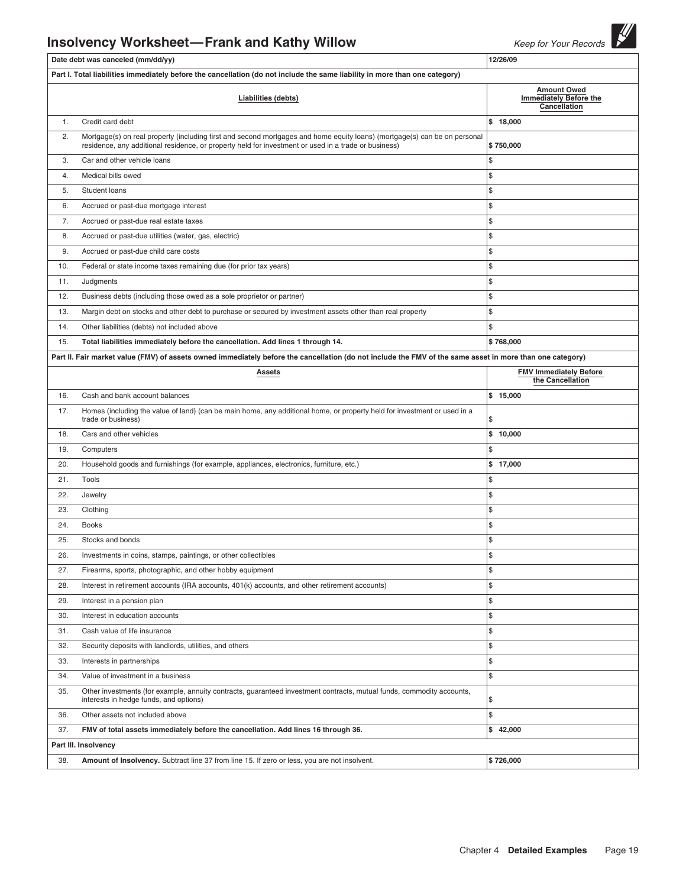## Insolvency Worksheet—Frank and Kathy Willow

*Keep for Your Records*

| | Date debt was canceled (mm/dd/yy) | 12/26/09 |
|---|---|---|
| | **Part I. Total liabilities immediately before the cancellation (do not include the same liability in more than one category)** | |
| | **Liabilities (debts)** | **Amount Owed Immediately Before the Cancellation** |
| 1. | Credit card debt | $ 18,000 |
| 2. | Mortgage(s) on real property (including first and second mortgages and home equity loans) (mortgage(s) can be on personal residence, any additional residence, or property held for investment or used in a trade or business) | $ 750,000 |
| 3. | Car and other vehicle loans | $ |
| 4. | Medical bills owed | $ |
| 5. | Student loans | $ |
| 6. | Accrued or past-due mortgage interest | $ |
| 7. | Accrued or past-due real estate taxes | $ |
| 8. | Accrued or past-due utilities (water, gas, electric) | $ |
| 9. | Accrued or past-due child care costs | $ |
| 10. | Federal or state income taxes remaining due (for prior tax years) | $ |
| 11. | Judgments | $ |
| 12. | Business debts (including those owed as a sole proprietor or partner) | $ |
| 13. | Margin debt on stocks and other debt to purchase or secured by investment assets other than real property | $ |
| 14. | Other liabilities (debts) not included above | $ |
| 15. | **Total liabilities immediately before the cancellation. Add lines 1 through 14.** | $ 768,000 |
| | **Part II. Fair market value (FMV) of assets owned immediately before the cancellation (do not include the FMV of the same asset in more than one category)** | |
| | **Assets** | **FMV Immediately Before the Cancellation** |
| 16. | Cash and bank account balances | $ 15,000 |
| 17. | Homes (including the value of land) (can be main home, any additional home, or property held for investment or used in a trade or business) | $ |
| 18. | Cars and other vehicles | $ 10,000 |
| 19. | Computers | $ |
| 20. | Household goods and furnishings (for example, appliances, electronics, furniture, etc.) | $ 17,000 |
| 21. | Tools | $ |
| 22. | Jewelry | $ |
| 23. | Clothing | $ |
| 24. | Books | $ |
| 25. | Stocks and bonds | $ |
| 26. | Investments in coins, stamps, paintings, or other collectibles | $ |
| 27. | Firearms, sports, photographic, and other hobby equipment | $ |
| 28. | Interest in retirement accounts (IRA accounts, 401(k) accounts, and other retirement accounts) | $ |
| 29. | Interest in a pension plan | $ |
| 30. | Interest in education accounts | $ |
| 31. | Cash value of life insurance | $ |
| 32. | Security deposits with landlords, utilities, and others | $ |
| 33. | Interests in partnerships | $ |
| 34. | Value of investment in a business | $ |
| 35. | Other investments (for example, annuity contracts, guaranteed investment contracts, mutual funds, commodity accounts, interests in hedge funds, and options) | $ |
| 36. | Other assets not included above | $ |
| 37. | **FMV of total assets immediately before the cancellation. Add lines 16 through 36.** | $ 42,000 |
| | **Part III. Insolvency** | |
| 38. | **Amount of Insolvency.** Subtract line 37 from line 15. If zero or less, you are not insolvent. | $ 726,000 |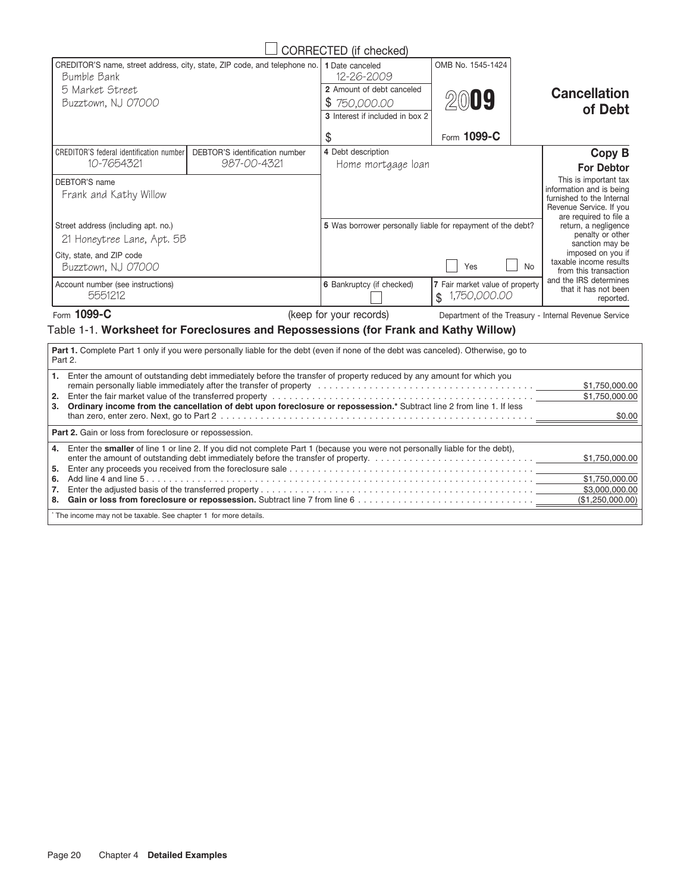☐ CORRECTED (if checked)

| CREDITOR'S name, street address, city, state, ZIP code, and telephone no. | | 1 Date canceled | OMB No. 1545-1424 | **Cancellation of Debt** |
|---|---|---|---|---|
| Bumble Bank<br>5 Market Street<br>Buzztown, NJ 07000 | | 12-26-2009<br>2 Amount of debt canceled<br>$ 750,000.00<br>3 Interest if included in box 2<br>$ | **2009**<br>Form **1099-C** | |
| CREDITOR'S federal identification number<br>10-7654321 | DEBTOR'S identification number<br>987-00-4321 | 4 Debt description<br>Home mortgage loan | | **Copy B**<br>**For Debtor** |
| DEBTOR'S name<br>Frank and Kathy Willow | | | | This is important tax information and is being furnished to the Internal Revenue Service. If you are required to file a return, a negligence penalty or other sanction may be imposed on you if taxable income results from this transaction and the IRS determines that it has not been reported. |
| Street address (including apt. no.)<br>21 Honeytree Lane, Apt. 5B | | 5 Was borrower personally liable for repayment of the debt? | | |
| City, state, and ZIP code<br>Buzztown, NJ 07000 | | | ☐ Yes ☐ No | |
| Account number (see instructions)<br>5551212 | | 6 Bankruptcy (if checked)<br>☐ | 7 Fair market value of property<br>$ 1,750,000.00 | |

Form **1099-C** (keep for your records) Department of the Treasury - Internal Revenue Service

### Table 1-1. **Worksheet for Foreclosures and Repossessions (for Frank and Kathy Willow)**

| | |
|---|---|
| **Part 1.** Complete Part 1 only if you were personally liable for the debt (even if none of the debt was canceled). Otherwise, go to Part 2. | |
| **1.** Enter the amount of outstanding debt immediately before the transfer of property reduced by any amount for which you remain personally liable immediately after the transfer of property | $1,750,000.00 |
| **2.** Enter the fair market value of the transferred property | $1,750,000.00 |
| **3.** **Ordinary income from the cancellation of debt upon foreclosure or repossession.*** Subtract line 2 from line 1. If less than zero, enter zero. Next, go to Part 2 | $0.00 |
| **Part 2.** Gain or loss from foreclosure or repossession. | |
| **4.** Enter the **smaller** of line 1 or line 2. If you did not complete Part 1 (because you were not personally liable for the debt), enter the amount of outstanding debt immediately before the transfer of property. | $1,750,000.00 |
| **5.** Enter any proceeds you received from the foreclosure sale | |
| **6.** Add line 4 and line 5 | $1,750,000.00 |
| **7.** Enter the adjusted basis of the transferred property | $3,000,000.00 |
| **8.** **Gain or loss from foreclosure or repossession.** Subtract line 7 from line 6 | ($1,250,000.00) |

* The income may not be taxable. See chapter 1 for more details.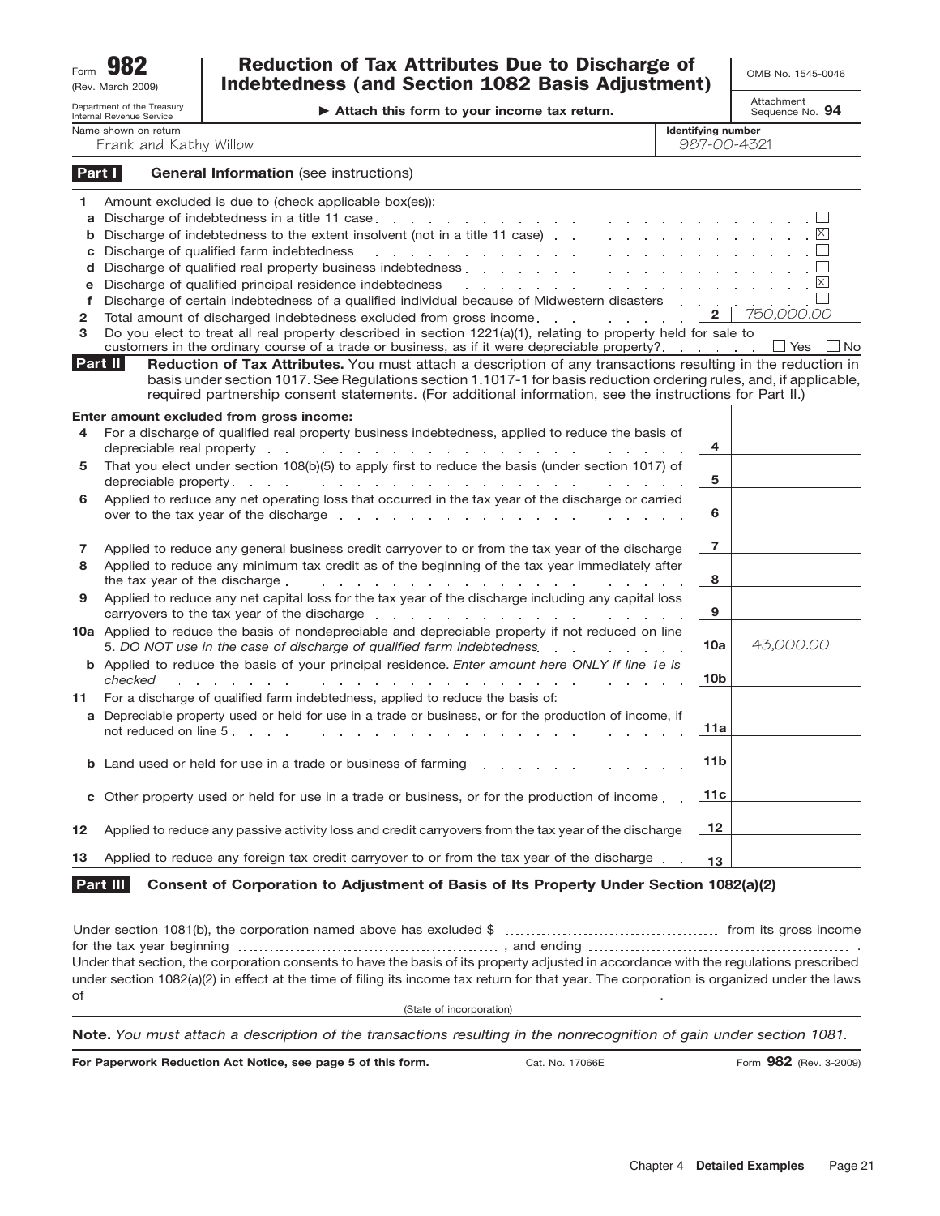Form **982** (Rev. March 2009)

Department of the Treasury Internal Revenue Service

# Reduction of Tax Attributes Due to Discharge of Indebtedness (and Section 1082 Basis Adjustment)

▶ Attach this form to your income tax return.

OMB No. 1545-0046

Attachment Sequence No. **94**

Name shown on return: Frank and Kathy Willow

Identifying number: 987-00-4321

## Part I General Information (see instructions)

1 Amount excluded is due to (check applicable box(es)):

- a Discharge of indebtedness in a title 11 case ☐
- b Discharge of indebtedness to the extent insolvent (not in a title 11 case) ☒
- c Discharge of qualified farm indebtedness ☐
- d Discharge of qualified real property business indebtedness ☐
- e Discharge of qualified principal residence indebtedness ☒
- f Discharge of certain indebtedness of a qualified individual because of Midwestern disasters ☐

2 Total amount of discharged indebtedness excluded from gross income . . . **2** 750,000.00

3 Do you elect to treat all real property described in section 1221(a)(1), relating to property held for sale to customers in the ordinary course of a trade or business, as if it were depreciable property? ☐ Yes ☐ No

## Part II Reduction of Tax Attributes.

You must attach a description of any transactions resulting in the reduction in basis under section 1017. See Regulations section 1.1017-1 for basis reduction ordering rules, and, if applicable, required partnership consent statements. (For additional information, see the instructions for Part II.)

**Enter amount excluded from gross income:**

| | | Line | Amount |
|---|---|---|---|
| 4 | For a discharge of qualified real property business indebtedness, applied to reduce the basis of depreciable real property | 4 | |
| 5 | That you elect under section 108(b)(5) to apply first to reduce the basis (under section 1017) of depreciable property | 5 | |
| 6 | Applied to reduce any net operating loss that occurred in the tax year of the discharge or carried over to the tax year of the discharge | 6 | |
| 7 | Applied to reduce any general business credit carryover to or from the tax year of the discharge | 7 | |
| 8 | Applied to reduce any minimum tax credit as of the beginning of the tax year immediately after the tax year of the discharge | 8 | |
| 9 | Applied to reduce any net capital loss for the tax year of the discharge including any capital loss carryovers to the tax year of the discharge | 9 | |
| 10a | Applied to reduce the basis of nondepreciable and depreciable property if not reduced on line 5. *DO NOT use in the case of discharge of qualified farm indebtedness* | 10a | 43,000.00 |
| b | Applied to reduce the basis of your principal residence. *Enter amount here ONLY if line 1e is checked* | 10b | |
| 11 | For a discharge of qualified farm indebtedness, applied to reduce the basis of: | | |
| a | Depreciable property used or held for use in a trade or business, or for the production of income, if not reduced on line 5 | 11a | |
| b | Land used or held for use in a trade or business of farming | 11b | |
| c | Other property used or held for use in a trade or business, or for the production of income | 11c | |
| 12 | Applied to reduce any passive activity loss and credit carryovers from the tax year of the discharge | 12 | |
| 13 | Applied to reduce any foreign tax credit carryover to or from the tax year of the discharge | 13 | |

## Part III Consent of Corporation to Adjustment of Basis of Its Property Under Section 1082(a)(2)

Under section 1081(b), the corporation named above has excluded $ .................... from its gross income for the tax year beginning .................... , and ending .................... . Under that section, the corporation consents to have the basis of its property adjusted in accordance with the regulations prescribed under section 1082(a)(2) in effect at the time of filing its income tax return for that year. The corporation is organized under the laws of .................... .

(State of incorporation)

**Note.** *You must attach a description of the transactions resulting in the nonrecognition of gain under section 1081.*

**For Paperwork Reduction Act Notice, see page 5 of this form.** Cat. No. 17066E Form **982** (Rev. 3-2009)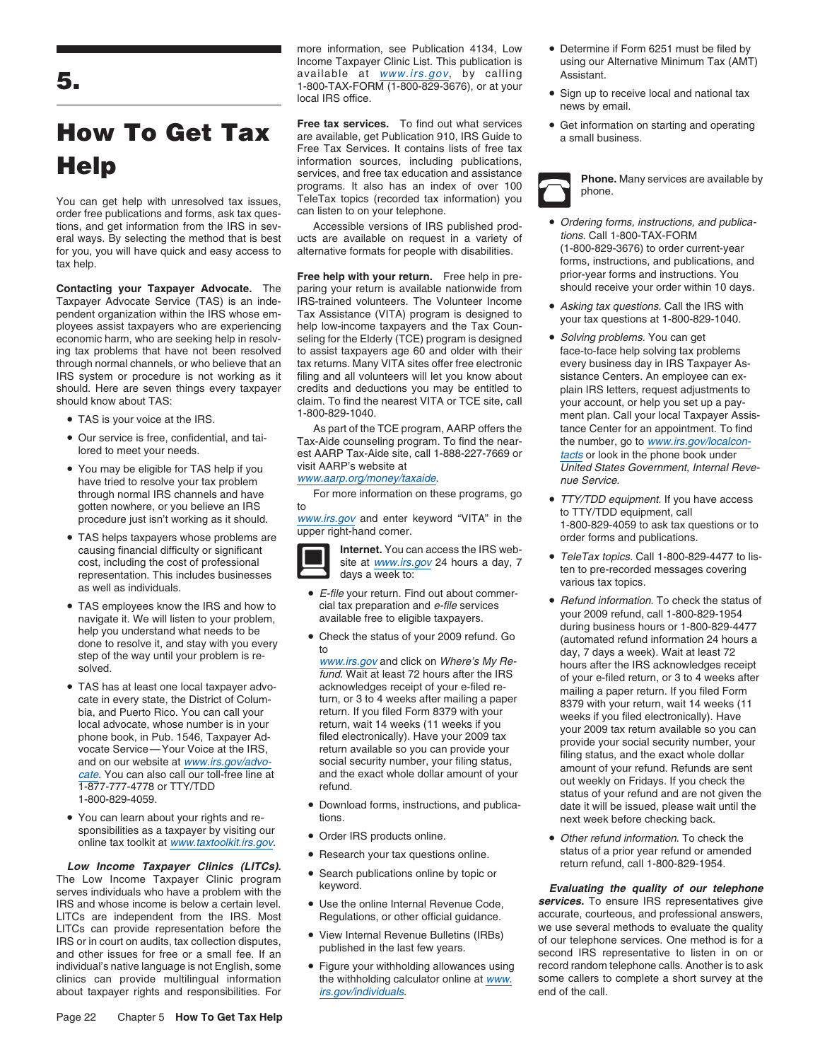# 5. How To Get Tax Help

You can get help with unresolved tax issues, order free publications and forms, ask tax questions, and get information from the IRS in several ways. By selecting the method that is best for you, you will have quick and easy access to tax help.

**Contacting your Taxpayer Advocate.** The Taxpayer Advocate Service (TAS) is an independent organization within the IRS whose employees assist taxpayers who are experiencing economic harm, who are seeking help in resolving tax problems that have not been resolved through normal channels, or who believe that an IRS system or procedure is not working as it should. Here are seven things every taxpayer should know about TAS:

- TAS is your voice at the IRS.
- Our service is free, confidential, and tailored to meet your needs.
- You may be eligible for TAS help if you have tried to resolve your tax problem through normal IRS channels and have gotten nowhere, or you believe an IRS procedure just isn't working as it should.
- TAS helps taxpayers whose problems are causing financial difficulty or significant cost, including the cost of professional representation. This includes businesses as well as individuals.
- TAS employees know the IRS and how to navigate it. We will listen to your problem, help you understand what needs to be done to resolve it, and stay with you every step of the way until your problem is resolved.
- TAS has at least one local taxpayer advocate in every state, the District of Columbia, and Puerto Rico. You can call your local advocate, whose number is in your phone book, in Pub. 1546, Taxpayer Advocate Service—Your Voice at the IRS, and on our website at www.irs.gov/advocate. You can also call our toll-free line at 1-877-777-4778 or TTY/TDD 1-800-829-4059.
- You can learn about your rights and responsibilities as a taxpayer by visiting our online tax toolkit at www.taxtoolkit.irs.gov.

***Low Income Taxpayer Clinics (LITCs).*** The Low Income Taxpayer Clinic program serves individuals who have a problem with the IRS and whose income is below a certain level. LITCs are independent from the IRS. Most LITCs can provide representation before the IRS or in court on audits, tax collection disputes, and other issues for free or a small fee. If an individual's native language is not English, some clinics can provide multilingual information about taxpayer rights and responsibilities. For more information, see Publication 4134, Low Income Taxpayer Clinic List. This publication is available at www.irs.gov, by calling 1-800-TAX-FORM (1-800-829-3676), or at your local IRS office.

**Free tax services.** To find out what services are available, get Publication 910, IRS Guide to Free Tax Services. It contains lists of free tax information sources, including publications, services, and free tax education and assistance programs. It also has an index of over 100 TeleTax topics (recorded tax information) you can listen to on your telephone.

Accessible versions of IRS published products are available on request in a variety of alternative formats for people with disabilities.

**Free help with your return.** Free help in preparing your return is available nationwide from IRS-trained volunteers. The Volunteer Income Tax Assistance (VITA) program is designed to help low-income taxpayers and the Tax Counseling for the Elderly (TCE) program is designed to assist taxpayers age 60 and older with their tax returns. Many VITA sites offer free electronic filing and all volunteers will let you know about credits and deductions you may be entitled to claim. To find the nearest VITA or TCE site, call 1-800-829-1040.

As part of the TCE program, AARP offers the Tax-Aide counseling program. To find the nearest AARP Tax-Aide site, call 1-888-227-7669 or visit AARP's website at www.aarp.org/money/taxaide.

For more information on these programs, go to www.irs.gov and enter keyword "VITA" in the upper right-hand corner.

**Internet.** You can access the IRS website at www.irs.gov 24 hours a day, 7 days a week to:

- *E-file* your return. Find out about commercial tax preparation and *e-file* services available free to eligible taxpayers.
- Check the status of your 2009 refund. Go to www.irs.gov and click on *Where's My Refund*. Wait at least 72 hours after the IRS acknowledges receipt of your e-filed return, or 3 to 4 weeks after mailing a paper return. If you filed Form 8379 with your return, wait 14 weeks (11 weeks if you filed electronically). Have your 2009 tax return available so you can provide your social security number, your filing status, and the exact whole dollar amount of your refund.
- Download forms, instructions, and publications.
- Order IRS products online.
- Research your tax questions online.
- Search publications online by topic or keyword.
- Use the online Internal Revenue Code, Regulations, or other official guidance.
- View Internal Revenue Bulletins (IRBs) published in the last few years.
- Figure your withholding allowances using the withholding calculator online at www.irs.gov/individuals.
- Determine if Form 6251 must be filed by using our Alternative Minimum Tax (AMT) Assistant.
- Sign up to receive local and national tax news by email.
- Get information on starting and operating a small business.

**Phone.** Many services are available by phone.

- *Ordering forms, instructions, and publications.* Call 1-800-TAX-FORM (1-800-829-3676) to order current-year forms, instructions, and publications, and prior-year forms and instructions. You should receive your order within 10 days.
- *Asking tax questions.* Call the IRS with your tax questions at 1-800-829-1040.
- *Solving problems.* You can get face-to-face help solving tax problems every business day in IRS Taxpayer Assistance Centers. An employee can explain IRS letters, request adjustments to your account, or help you set up a payment plan. Call your local Taxpayer Assistance Center for an appointment. To find the number, go to www.irs.gov/localcontacts or look in the phone book under *United States Government, Internal Revenue Service.*
- *TTY/TDD equipment.* If you have access to TTY/TDD equipment, call 1-800-829-4059 to ask tax questions or to order forms and publications.
- *TeleTax topics.* Call 1-800-829-4477 to listen to pre-recorded messages covering various tax topics.
- *Refund information.* To check the status of your 2009 refund, call 1-800-829-1954 during business hours or 1-800-829-4477 (automated refund information 24 hours a day, 7 days a week). Wait at least 72 hours after the IRS acknowledges receipt of your e-filed return, or 3 to 4 weeks after mailing a paper return. If you filed Form 8379 with your return, wait 14 weeks (11 weeks if you filed electronically). Have your 2009 tax return available so you can provide your social security number, your filing status, and the exact whole dollar amount of your refund. Refunds are sent out weekly on Fridays. If you check the status of your refund and are not given the date it will be issued, please wait until the next week before checking back.
- *Other refund information.* To check the status of a prior year refund or amended return refund, call 1-800-829-1954.

***Evaluating the quality of our telephone services.*** To ensure IRS representatives give accurate, courteous, and professional answers, we use several methods to evaluate the quality of our telephone services. One method is for a second IRS representative to listen in on or record random telephone calls. Another is to ask some callers to complete a short survey at the end of the call.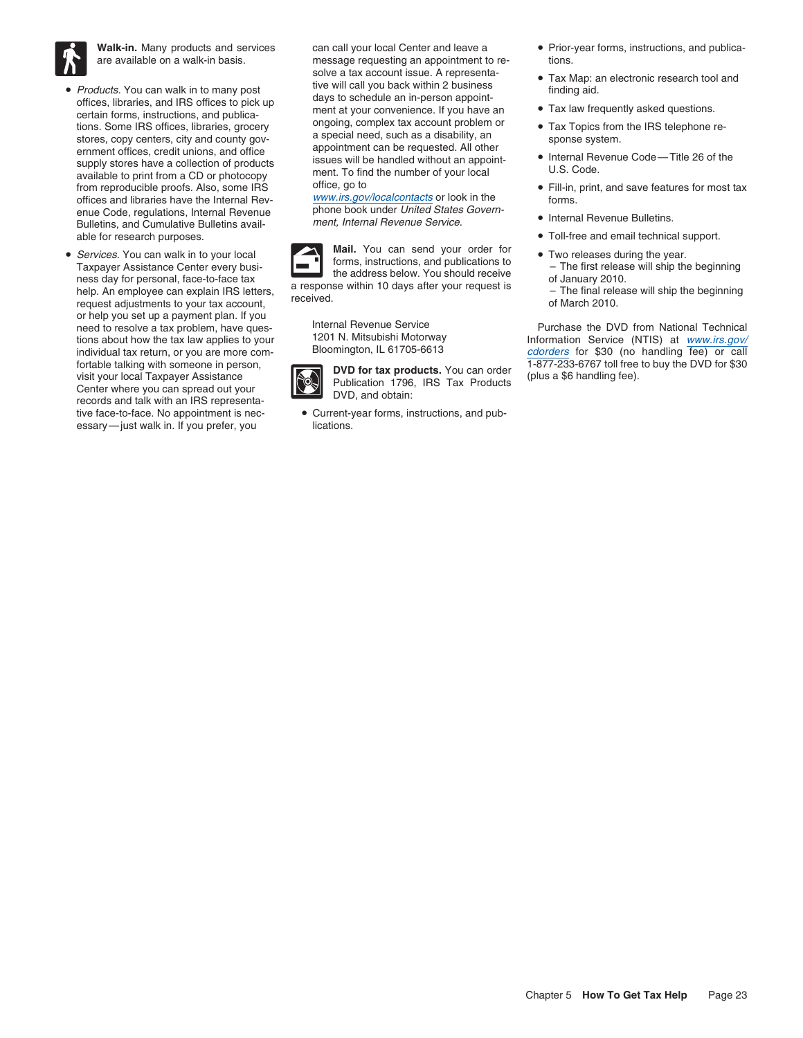**Walk-in.** Many products and services are available on a walk-in basis.

- *Products.* You can walk in to many post offices, libraries, and IRS offices to pick up certain forms, instructions, and publications. Some IRS offices, libraries, grocery stores, copy centers, city and county government offices, credit unions, and office supply stores have a collection of products available to print from a CD or photocopy from reproducible proofs. Also, some IRS offices and libraries have the Internal Revenue Code, regulations, Internal Revenue Bulletins, and Cumulative Bulletins available for research purposes.
- *Services.* You can walk in to your local Taxpayer Assistance Center every business day for personal, face-to-face tax help. An employee can explain IRS letters, request adjustments to your tax account, or help you set up a payment plan. If you need to resolve a tax problem, have questions about how the tax law applies to your individual tax return, or you are more comfortable talking with someone in person, visit your local Taxpayer Assistance Center where you can spread out your records and talk with an IRS representative face-to-face. No appointment is necessary—just walk in. If you prefer, you can call your local Center and leave a message requesting an appointment to resolve a tax account issue. A representative will call you back within 2 business days to schedule an in-person appointment at your convenience. If you have an ongoing, complex tax account problem or a special need, such as a disability, an appointment can be requested. All other issues will be handled without an appointment. To find the number of your local office, go to *www.irs.gov/localcontacts* or look in the phone book under *United States Government, Internal Revenue Service.*

**Mail.** You can send your order for forms, instructions, and publications to the address below. You should receive a response within 10 days after your request is received.

Internal Revenue Service
1201 N. Mitsubishi Motorway
Bloomington, IL 61705-6613

**DVD for tax products.** You can order Publication 1796, IRS Tax Products DVD, and obtain:

- Current-year forms, instructions, and publications.
- Prior-year forms, instructions, and publications.
- Tax Map: an electronic research tool and finding aid.
- Tax law frequently asked questions.
- Tax Topics from the IRS telephone response system.
- Internal Revenue Code—Title 26 of the U.S. Code.
- Fill-in, print, and save features for most tax forms.
- Internal Revenue Bulletins.
- Toll-free and email technical support.
- Two releases during the year.
  - The first release will ship the beginning of January 2010.
  - The final release will ship the beginning of March 2010.

Purchase the DVD from National Technical Information Service (NTIS) at *www.irs.gov/cdorders* for $30 (no handling fee) or call 1-877-233-6767 toll free to buy the DVD for $30 (plus a $6 handling fee).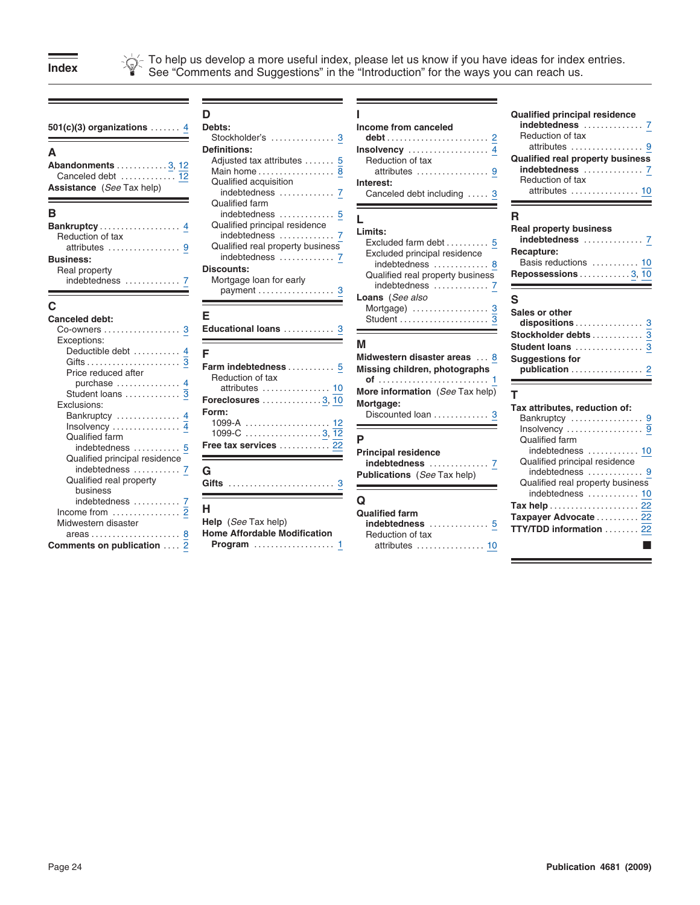## Index

To help us develop a more useful index, please let us know if you have ideas for index entries. See "Comments and Suggestions" in the "Introduction" for the ways you can reach us.

**501(c)(3) organizations** .... 4

### A

**Abandonments** .... 3, 12
- Canceled debt .... 12

**Assistance** (*See* Tax help)

### B

**Bankruptcy** .... 4
- Reduction of tax attributes .... 9

**Business:**
- Real property indebtedness .... 7

### C

**Canceled debt:**
- Co-owners .... 3
- Exceptions:
  - Deductible debt .... 4
  - Gifts .... 3
  - Price reduced after purchase .... 4
  - Student loans .... 3
- Exclusions:
  - Bankruptcy .... 4
  - Insolvency .... 4
  - Qualified farm indebtedness .... 5
  - Qualified principal residence indebtedness .... 7
  - Qualified real property business indebtedness .... 7
- Income from .... 2
- Midwestern disaster areas .... 8

**Comments on publication** .... 2

### D

**Debts:**
- Stockholder's .... 3

**Definitions:**
- Adjusted tax attributes .... 5
- Main home .... 8
- Qualified acquisition indebtedness .... 7
- Qualified farm indebtedness .... 5
- Qualified principal residence indebtedness .... 7
- Qualified real property business indebtedness .... 7

**Discounts:**
- Mortgage loan for early payment .... 3

### E

**Educational loans** .... 3

### F

**Farm indebtedness** .... 5
- Reduction of tax attributes .... 10

**Foreclosures** .... 3, 10

**Form:**
- 1099-A .... 12
- 1099-C .... 3, 12

**Free tax services** .... 22

### G

**Gifts** .... 3

### H

**Help** (*See* Tax help)

**Home Affordable Modification Program** .... 1

### I

**Income from canceled debt** .... 2

**Insolvency** .... 4
- Reduction of tax attributes .... 9

**Interest:**
- Canceled debt including .... 3

### L

**Limits:**
- Excluded farm debt .... 5
- Excluded principal residence indebtedness .... 8
- Qualified real property business indebtedness .... 7

**Loans** (*See also* Mortgage) .... 3
- Student .... 3

### M

**Midwestern disaster areas** .... 8

**Missing children, photographs of** .... 1

**More information** (*See* Tax help)

**Mortgage:**
- Discounted loan .... 3

### P

**Principal residence indebtedness** .... 7

**Publications** (*See* Tax help)

### Q

**Qualified farm indebtedness** .... 5
- Reduction of tax attributes .... 10

**Qualified principal residence indebtedness** .... 7
- Reduction of tax attributes .... 9

**Qualified real property business indebtedness** .... 7
- Reduction of tax attributes .... 10

### R

**Real property business indebtedness** .... 7

**Recapture:**
- Basis reductions .... 10

**Repossessions** .... 3, 10

### S

**Sales or other dispositions** .... 3

**Stockholder debts** .... 3

**Student loans** .... 3

**Suggestions for publication** .... 2

### T

**Tax attributes, reduction of:**
- Bankruptcy .... 9
- Insolvency .... 9
- Qualified farm indebtedness .... 10
- Qualified principal residence indebtedness .... 9
- Qualified real property business indebtedness .... 10

**Tax help** .... 22

**Taxpayer Advocate** .... 22

**TTY/TDD information** .... 22

■